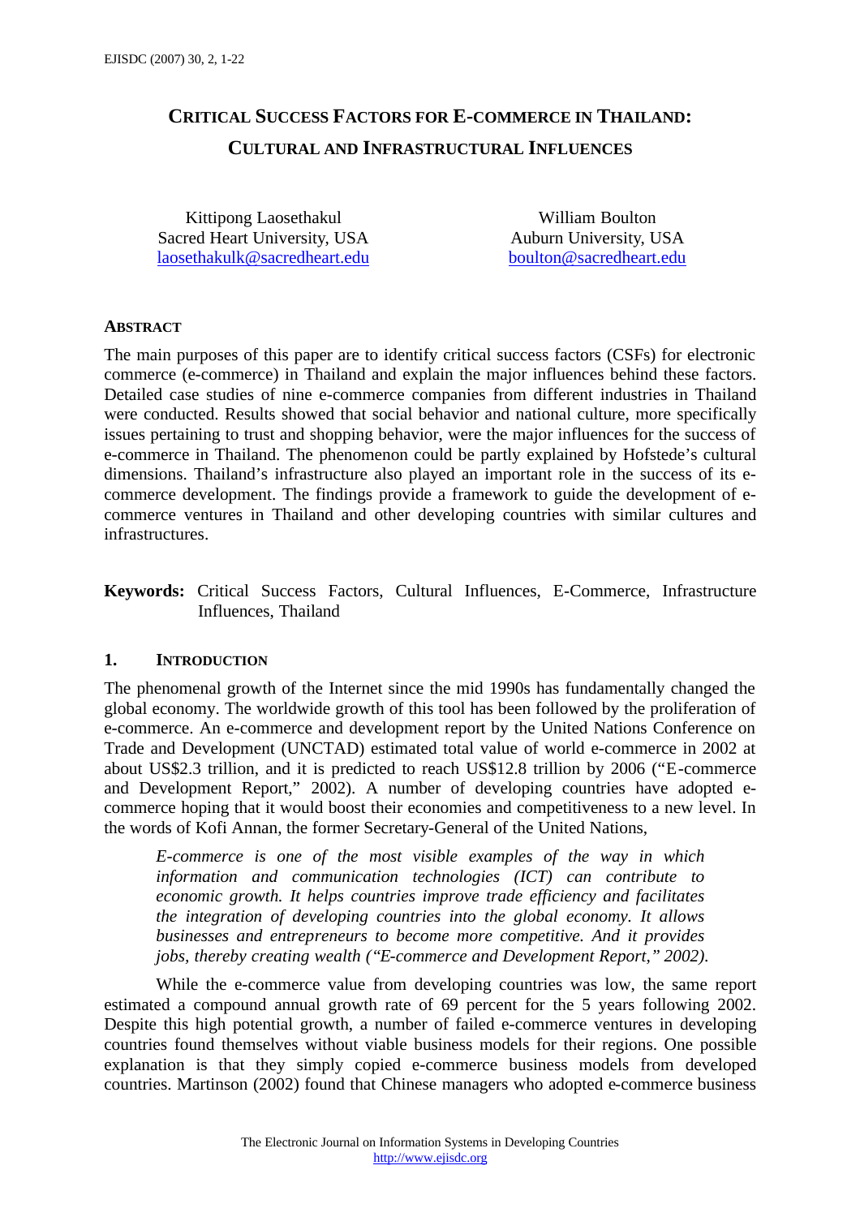# CRITICAL SUCCESS FACTORS FOR E-COMMERCE IN THAILAND: CULTURAL AND INFRASTRUCTURAL INFLUENCES

Kittipong Laosethakul
Sacred Heart University, USA
laosethakulk@sacredheart.edu

William Boulton
Auburn University, USA
boulton@sacredheart.edu

## ABSTRACT

The main purposes of this paper are to identify critical success factors (CSFs) for electronic commerce (e-commerce) in Thailand and explain the major influences behind these factors. Detailed case studies of nine e-commerce companies from different industries in Thailand were conducted. Results showed that social behavior and national culture, more specifically issues pertaining to trust and shopping behavior, were the major influences for the success of e-commerce in Thailand. The phenomenon could be partly explained by Hofstede's cultural dimensions. Thailand's infrastructure also played an important role in the success of its e-commerce development. The findings provide a framework to guide the development of e-commerce ventures in Thailand and other developing countries with similar cultures and infrastructures.

**Keywords:** Critical Success Factors, Cultural Influences, E-Commerce, Infrastructure Influences, Thailand

## 1. INTRODUCTION

The phenomenal growth of the Internet since the mid 1990s has fundamentally changed the global economy. The worldwide growth of this tool has been followed by the proliferation of e-commerce. An e-commerce and development report by the United Nations Conference on Trade and Development (UNCTAD) estimated total value of world e-commerce in 2002 at about US$2.3 trillion, and it is predicted to reach US$12.8 trillion by 2006 ("E-commerce and Development Report," 2002). A number of developing countries have adopted e-commerce hoping that it would boost their economies and competitiveness to a new level. In the words of Kofi Annan, the former Secretary-General of the United Nations,

> *E-commerce is one of the most visible examples of the way in which information and communication technologies (ICT) can contribute to economic growth. It helps countries improve trade efficiency and facilitates the integration of developing countries into the global economy. It allows businesses and entrepreneurs to become more competitive. And it provides jobs, thereby creating wealth ("E-commerce and Development Report," 2002).*

While the e-commerce value from developing countries was low, the same report estimated a compound annual growth rate of 69 percent for the 5 years following 2002. Despite this high potential growth, a number of failed e-commerce ventures in developing countries found themselves without viable business models for their regions. One possible explanation is that they simply copied e-commerce business models from developed countries. Martinson (2002) found that Chinese managers who adopted e-commerce business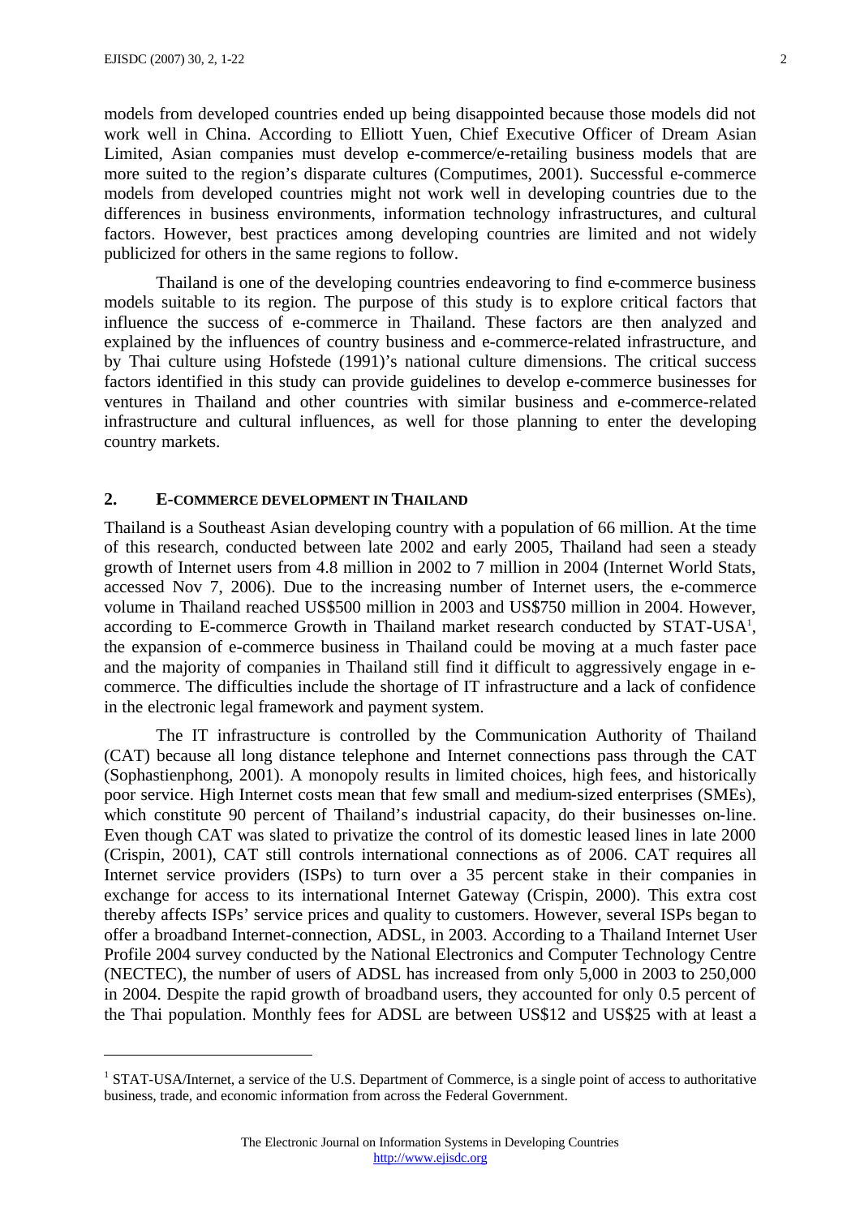models from developed countries ended up being disappointed because those models did not work well in China. According to Elliott Yuen, Chief Executive Officer of Dream Asian Limited, Asian companies must develop e-commerce/e-retailing business models that are more suited to the region's disparate cultures (Computimes, 2001). Successful e-commerce models from developed countries might not work well in developing countries due to the differences in business environments, information technology infrastructures, and cultural factors. However, best practices among developing countries are limited and not widely publicized for others in the same regions to follow.

Thailand is one of the developing countries endeavoring to find e-commerce business models suitable to its region. The purpose of this study is to explore critical factors that influence the success of e-commerce in Thailand. These factors are then analyzed and explained by the influences of country business and e-commerce-related infrastructure, and by Thai culture using Hofstede (1991)'s national culture dimensions. The critical success factors identified in this study can provide guidelines to develop e-commerce businesses for ventures in Thailand and other countries with similar business and e-commerce-related infrastructure and cultural influences, as well for those planning to enter the developing country markets.

## 2. E-COMMERCE DEVELOPMENT IN THAILAND

Thailand is a Southeast Asian developing country with a population of 66 million. At the time of this research, conducted between late 2002 and early 2005, Thailand had seen a steady growth of Internet users from 4.8 million in 2002 to 7 million in 2004 (Internet World Stats, accessed Nov 7, 2006). Due to the increasing number of Internet users, the e-commerce volume in Thailand reached US$500 million in 2003 and US$750 million in 2004. However, according to E-commerce Growth in Thailand market research conducted by STAT-USA[1], the expansion of e-commerce business in Thailand could be moving at a much faster pace and the majority of companies in Thailand still find it difficult to aggressively engage in e-commerce. The difficulties include the shortage of IT infrastructure and a lack of confidence in the electronic legal framework and payment system.

The IT infrastructure is controlled by the Communication Authority of Thailand (CAT) because all long distance telephone and Internet connections pass through the CAT (Sophastienphong, 2001). A monopoly results in limited choices, high fees, and historically poor service. High Internet costs mean that few small and medium-sized enterprises (SMEs), which constitute 90 percent of Thailand's industrial capacity, do their businesses on-line. Even though CAT was slated to privatize the control of its domestic leased lines in late 2000 (Crispin, 2001), CAT still controls international connections as of 2006. CAT requires all Internet service providers (ISPs) to turn over a 35 percent stake in their companies in exchange for access to its international Internet Gateway (Crispin, 2000). This extra cost thereby affects ISPs' service prices and quality to customers. However, several ISPs began to offer a broadband Internet-connection, ADSL, in 2003. According to a Thailand Internet User Profile 2004 survey conducted by the National Electronics and Computer Technology Centre (NECTEC), the number of users of ADSL has increased from only 5,000 in 2003 to 250,000 in 2004. Despite the rapid growth of broadband users, they accounted for only 0.5 percent of the Thai population. Monthly fees for ADSL are between US$12 and US$25 with at least a

[1] STAT-USA/Internet, a service of the U.S. Department of Commerce, is a single point of access to authoritative business, trade, and economic information from across the Federal Government.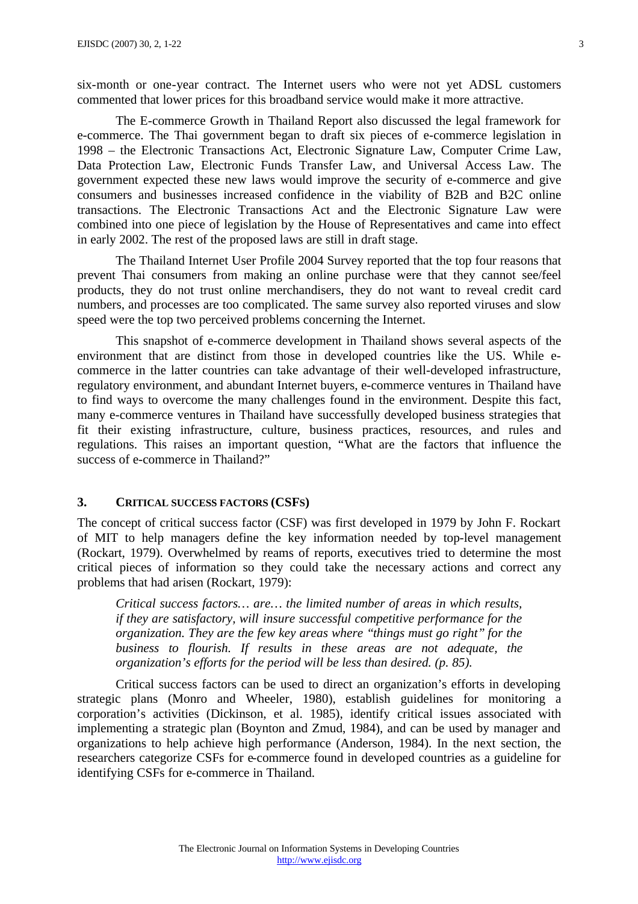six-month or one-year contract. The Internet users who were not yet ADSL customers commented that lower prices for this broadband service would make it more attractive.

The E-commerce Growth in Thailand Report also discussed the legal framework for e-commerce. The Thai government began to draft six pieces of e-commerce legislation in 1998 – the Electronic Transactions Act, Electronic Signature Law, Computer Crime Law, Data Protection Law, Electronic Funds Transfer Law, and Universal Access Law. The government expected these new laws would improve the security of e-commerce and give consumers and businesses increased confidence in the viability of B2B and B2C online transactions. The Electronic Transactions Act and the Electronic Signature Law were combined into one piece of legislation by the House of Representatives and came into effect in early 2002. The rest of the proposed laws are still in draft stage.

The Thailand Internet User Profile 2004 Survey reported that the top four reasons that prevent Thai consumers from making an online purchase were that they cannot see/feel products, they do not trust online merchandisers, they do not want to reveal credit card numbers, and processes are too complicated. The same survey also reported viruses and slow speed were the top two perceived problems concerning the Internet.

This snapshot of e-commerce development in Thailand shows several aspects of the environment that are distinct from those in developed countries like the US. While e-commerce in the latter countries can take advantage of their well-developed infrastructure, regulatory environment, and abundant Internet buyers, e-commerce ventures in Thailand have to find ways to overcome the many challenges found in the environment. Despite this fact, many e-commerce ventures in Thailand have successfully developed business strategies that fit their existing infrastructure, culture, business practices, resources, and rules and regulations. This raises an important question, "What are the factors that influence the success of e-commerce in Thailand?"

## 3. CRITICAL SUCCESS FACTORS (CSFS)

The concept of critical success factor (CSF) was first developed in 1979 by John F. Rockart of MIT to help managers define the key information needed by top-level management (Rockart, 1979). Overwhelmed by reams of reports, executives tried to determine the most critical pieces of information so they could take the necessary actions and correct any problems that had arisen (Rockart, 1979):

> *Critical success factors… are… the limited number of areas in which results, if they are satisfactory, will insure successful competitive performance for the organization. They are the few key areas where "things must go right" for the business to flourish. If results in these areas are not adequate, the organization's efforts for the period will be less than desired. (p. 85).*

Critical success factors can be used to direct an organization's efforts in developing strategic plans (Monro and Wheeler, 1980), establish guidelines for monitoring a corporation's activities (Dickinson, et al. 1985), identify critical issues associated with implementing a strategic plan (Boynton and Zmud, 1984), and can be used by manager and organizations to help achieve high performance (Anderson, 1984). In the next section, the researchers categorize CSFs for e-commerce found in developed countries as a guideline for identifying CSFs for e-commerce in Thailand.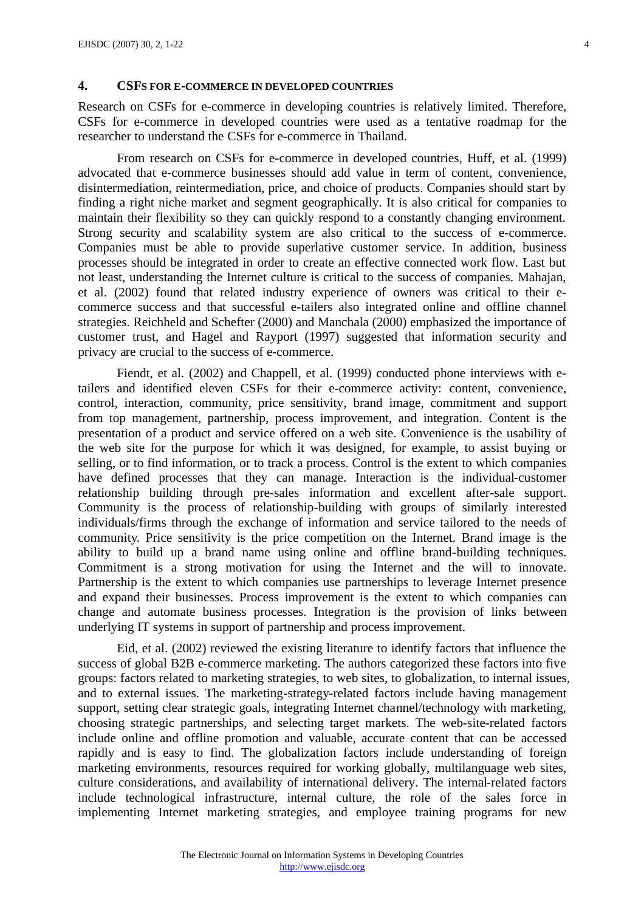## 4. CSFS FOR E-COMMERCE IN DEVELOPED COUNTRIES

Research on CSFs for e-commerce in developing countries is relatively limited. Therefore, CSFs for e-commerce in developed countries were used as a tentative roadmap for the researcher to understand the CSFs for e-commerce in Thailand.

From research on CSFs for e-commerce in developed countries, Huff, et al. (1999) advocated that e-commerce businesses should add value in term of content, convenience, disintermediation, reintermediation, price, and choice of products. Companies should start by finding a right niche market and segment geographically. It is also critical for companies to maintain their flexibility so they can quickly respond to a constantly changing environment. Strong security and scalability system are also critical to the success of e-commerce. Companies must be able to provide superlative customer service. In addition, business processes should be integrated in order to create an effective connected work flow. Last but not least, understanding the Internet culture is critical to the success of companies. Mahajan, et al. (2002) found that related industry experience of owners was critical to their e-commerce success and that successful e-tailers also integrated online and offline channel strategies. Reichheld and Schefter (2000) and Manchala (2000) emphasized the importance of customer trust, and Hagel and Rayport (1997) suggested that information security and privacy are crucial to the success of e-commerce.

Fiendt, et al. (2002) and Chappell, et al. (1999) conducted phone interviews with e-tailers and identified eleven CSFs for their e-commerce activity: content, convenience, control, interaction, community, price sensitivity, brand image, commitment and support from top management, partnership, process improvement, and integration. Content is the presentation of a product and service offered on a web site. Convenience is the usability of the web site for the purpose for which it was designed, for example, to assist buying or selling, or to find information, or to track a process. Control is the extent to which companies have defined processes that they can manage. Interaction is the individual-customer relationship building through pre-sales information and excellent after-sale support. Community is the process of relationship-building with groups of similarly interested individuals/firms through the exchange of information and service tailored to the needs of community. Price sensitivity is the price competition on the Internet. Brand image is the ability to build up a brand name using online and offline brand-building techniques. Commitment is a strong motivation for using the Internet and the will to innovate. Partnership is the extent to which companies use partnerships to leverage Internet presence and expand their businesses. Process improvement is the extent to which companies can change and automate business processes. Integration is the provision of links between underlying IT systems in support of partnership and process improvement.

Eid, et al. (2002) reviewed the existing literature to identify factors that influence the success of global B2B e-commerce marketing. The authors categorized these factors into five groups: factors related to marketing strategies, to web sites, to globalization, to internal issues, and to external issues. The marketing-strategy-related factors include having management support, setting clear strategic goals, integrating Internet channel/technology with marketing, choosing strategic partnerships, and selecting target markets. The web-site-related factors include online and offline promotion and valuable, accurate content that can be accessed rapidly and is easy to find. The globalization factors include understanding of foreign marketing environments, resources required for working globally, multilanguage web sites, culture considerations, and availability of international delivery. The internal-related factors include technological infrastructure, internal culture, the role of the sales force in implementing Internet marketing strategies, and employee training programs for new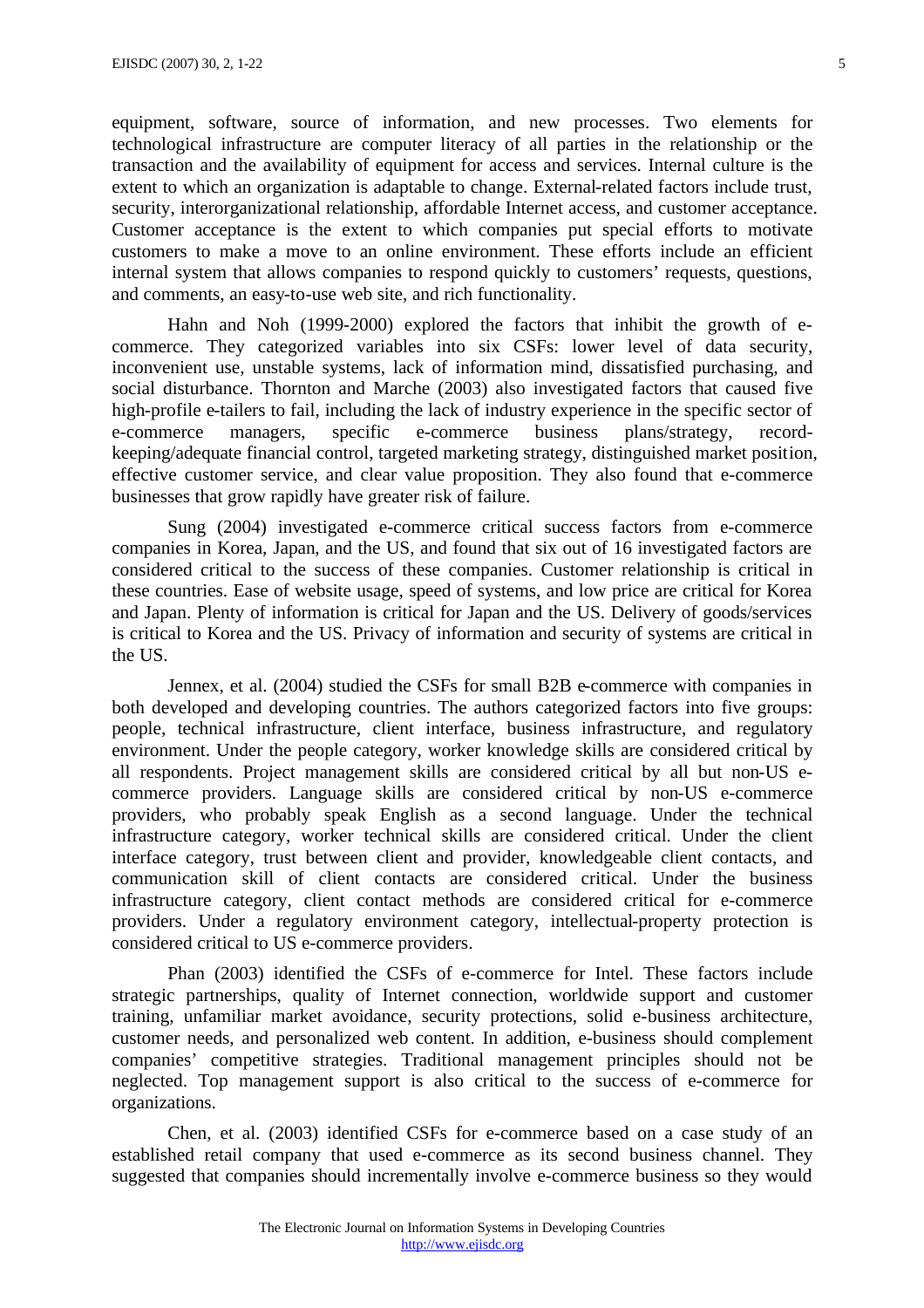equipment, software, source of information, and new processes. Two elements for technological infrastructure are computer literacy of all parties in the relationship or the transaction and the availability of equipment for access and services. Internal culture is the extent to which an organization is adaptable to change. External-related factors include trust, security, interorganizational relationship, affordable Internet access, and customer acceptance. Customer acceptance is the extent to which companies put special efforts to motivate customers to make a move to an online environment. These efforts include an efficient internal system that allows companies to respond quickly to customers' requests, questions, and comments, an easy-to-use web site, and rich functionality.

Hahn and Noh (1999-2000) explored the factors that inhibit the growth of e-commerce. They categorized variables into six CSFs: lower level of data security, inconvenient use, unstable systems, lack of information mind, dissatisfied purchasing, and social disturbance. Thornton and Marche (2003) also investigated factors that caused five high-profile e-tailers to fail, including the lack of industry experience in the specific sector of e-commerce managers, specific e-commerce business plans/strategy, record-keeping/adequate financial control, targeted marketing strategy, distinguished market position, effective customer service, and clear value proposition. They also found that e-commerce businesses that grow rapidly have greater risk of failure.

Sung (2004) investigated e-commerce critical success factors from e-commerce companies in Korea, Japan, and the US, and found that six out of 16 investigated factors are considered critical to the success of these companies. Customer relationship is critical in these countries. Ease of website usage, speed of systems, and low price are critical for Korea and Japan. Plenty of information is critical for Japan and the US. Delivery of goods/services is critical to Korea and the US. Privacy of information and security of systems are critical in the US.

Jennex, et al. (2004) studied the CSFs for small B2B e-commerce with companies in both developed and developing countries. The authors categorized factors into five groups: people, technical infrastructure, client interface, business infrastructure, and regulatory environment. Under the people category, worker knowledge skills are considered critical by all respondents. Project management skills are considered critical by all but non-US e-commerce providers. Language skills are considered critical by non-US e-commerce providers, who probably speak English as a second language. Under the technical infrastructure category, worker technical skills are considered critical. Under the client interface category, trust between client and provider, knowledgeable client contacts, and communication skill of client contacts are considered critical. Under the business infrastructure category, client contact methods are considered critical for e-commerce providers. Under a regulatory environment category, intellectual-property protection is considered critical to US e-commerce providers.

Phan (2003) identified the CSFs of e-commerce for Intel. These factors include strategic partnerships, quality of Internet connection, worldwide support and customer training, unfamiliar market avoidance, security protections, solid e-business architecture, customer needs, and personalized web content. In addition, e-business should complement companies' competitive strategies. Traditional management principles should not be neglected. Top management support is also critical to the success of e-commerce for organizations.

Chen, et al. (2003) identified CSFs for e-commerce based on a case study of an established retail company that used e-commerce as its second business channel. They suggested that companies should incrementally involve e-commerce business so they would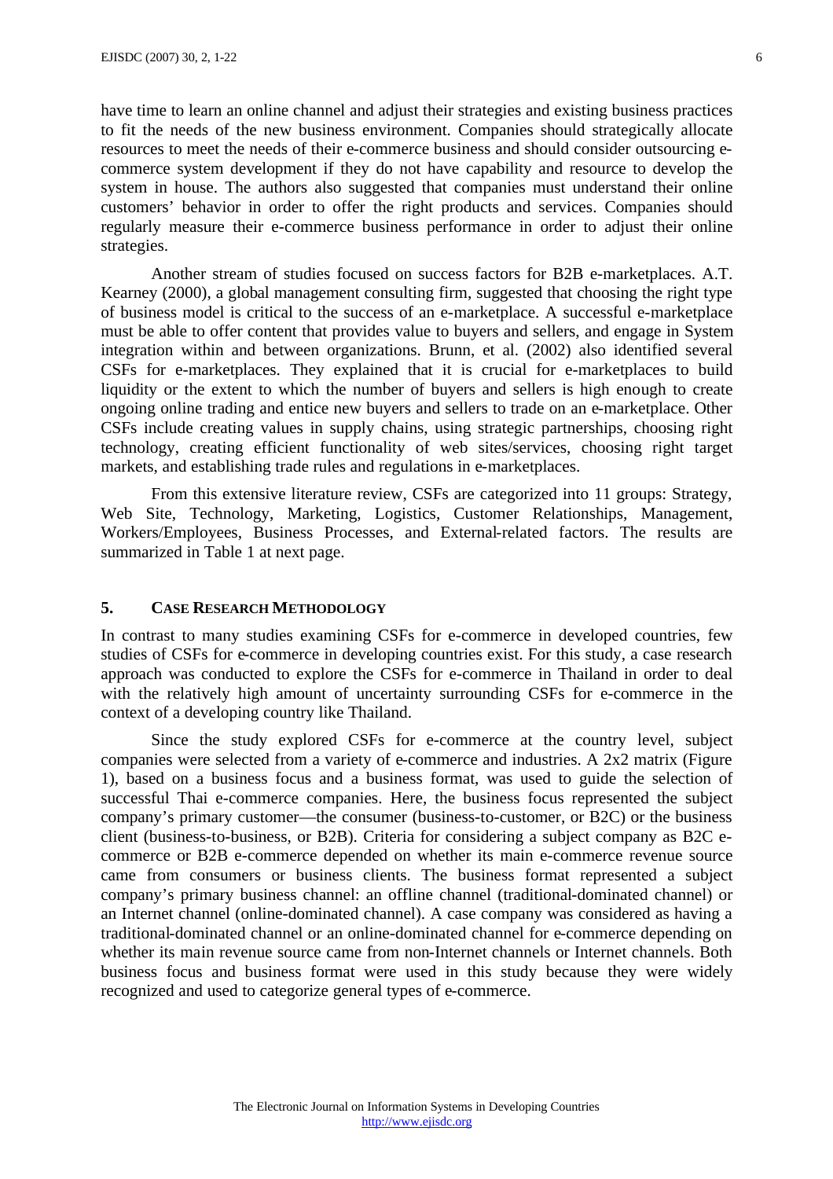have time to learn an online channel and adjust their strategies and existing business practices to fit the needs of the new business environment. Companies should strategically allocate resources to meet the needs of their e-commerce business and should consider outsourcing e-commerce system development if they do not have capability and resource to develop the system in house. The authors also suggested that companies must understand their online customers' behavior in order to offer the right products and services. Companies should regularly measure their e-commerce business performance in order to adjust their online strategies.

Another stream of studies focused on success factors for B2B e-marketplaces. A.T. Kearney (2000), a global management consulting firm, suggested that choosing the right type of business model is critical to the success of an e-marketplace. A successful e-marketplace must be able to offer content that provides value to buyers and sellers, and engage in System integration within and between organizations. Brunn, et al. (2002) also identified several CSFs for e-marketplaces. They explained that it is crucial for e-marketplaces to build liquidity or the extent to which the number of buyers and sellers is high enough to create ongoing online trading and entice new buyers and sellers to trade on an e-marketplace. Other CSFs include creating values in supply chains, using strategic partnerships, choosing right technology, creating efficient functionality of web sites/services, choosing right target markets, and establishing trade rules and regulations in e-marketplaces.

From this extensive literature review, CSFs are categorized into 11 groups: Strategy, Web Site, Technology, Marketing, Logistics, Customer Relationships, Management, Workers/Employees, Business Processes, and External-related factors. The results are summarized in Table 1 at next page.

## 5. CASE RESEARCH METHODOLOGY

In contrast to many studies examining CSFs for e-commerce in developed countries, few studies of CSFs for e-commerce in developing countries exist. For this study, a case research approach was conducted to explore the CSFs for e-commerce in Thailand in order to deal with the relatively high amount of uncertainty surrounding CSFs for e-commerce in the context of a developing country like Thailand.

Since the study explored CSFs for e-commerce at the country level, subject companies were selected from a variety of e-commerce and industries. A 2x2 matrix (Figure 1), based on a business focus and a business format, was used to guide the selection of successful Thai e-commerce companies. Here, the business focus represented the subject company's primary customer—the consumer (business-to-customer, or B2C) or the business client (business-to-business, or B2B). Criteria for considering a subject company as B2C e-commerce or B2B e-commerce depended on whether its main e-commerce revenue source came from consumers or business clients. The business format represented a subject company's primary business channel: an offline channel (traditional-dominated channel) or an Internet channel (online-dominated channel). A case company was considered as having a traditional-dominated channel or an online-dominated channel for e-commerce depending on whether its main revenue source came from non-Internet channels or Internet channels. Both business focus and business format were used in this study because they were widely recognized and used to categorize general types of e-commerce.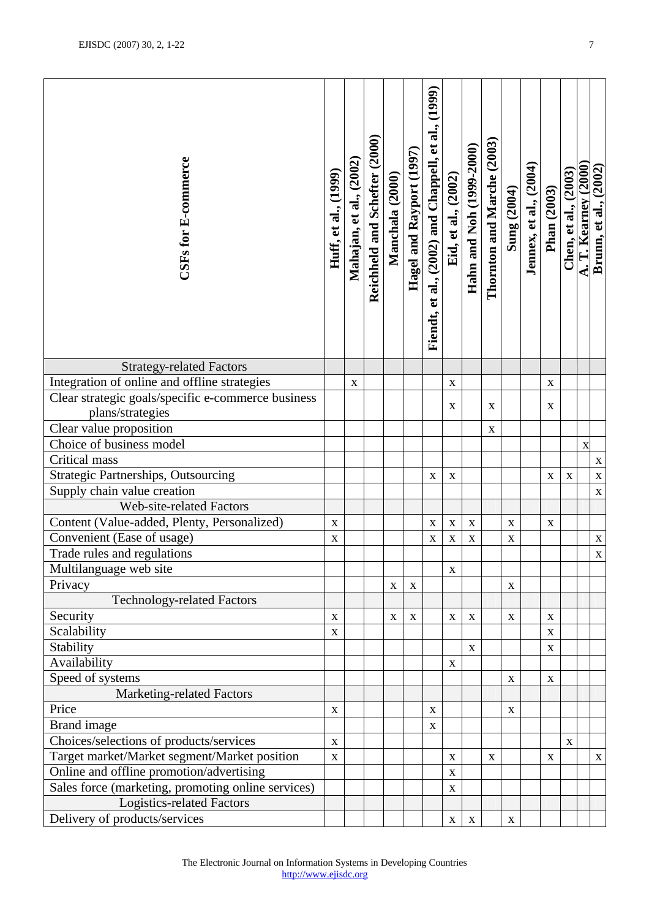| CSFs for E-commerce | Huff, et al., (1999) | Mahajan, et al., (2002) | Reichheld and Schefter (2000) | Manchala (2000) | Hagel and Rayport (1997) | Fiendt, et al., (2002) and Chappell, et al., (1999) | Eid, et al., (2002) | Hahn and Noh (1999-2000) | Thornton and Marche (2003) | Sung (2004) | Jennex, et al., (2004) | Phan (2003) | Chen, et al., (2003) | A. T. Kearney (2000) | Brunn, et al., (2002) |
|---|---|---|---|---|---|---|---|---|---|---|---|---|---|---|---|
| Strategy-related Factors | | | | | | | | | | | | | | | |
| Integration of online and offline strategies | | x | | | | | x | | | | | x | | | |
| Clear strategic goals/specific e-commerce business plans/strategies | | | | | | | x | | x | | | x | | | |
| Clear value proposition | | | | | | | | | x | | | | | | |
| Choice of business model | | | | | | | | | | | | | | x | |
| Critical mass | | | | | | | | | | | | | | | x |
| Strategic Partnerships, Outsourcing | | | | | | x | x | | | | | x | x | | x |
| Supply chain value creation | | | | | | | | | | | | | | | x |
| Web-site-related Factors | | | | | | | | | | | | | | | |
| Content (Value-added, Plenty, Personalized) | x | | | | | x | x | x | | x | | x | | | |
| Convenient (Ease of usage) | x | | | | | x | x | x | | x | | | | | x |
| Trade rules and regulations | | | | | | | | | | | | | | | x |
| Multilanguage web site | | | | | | | x | | | | | | | | |
| Privacy | | | | x | x | | | | | x | | | | | |
| Technology-related Factors | | | | | | | | | | | | | | | |
| Security | x | | | x | x | | x | x | | x | | x | | | |
| Scalability | x | | | | | | | | | | | x | | | |
| Stability | | | | | | | | x | | | | x | | | |
| Availability | | | | | | | x | | | | | | | | |
| Speed of systems | | | | | | | | | | x | | x | | | |
| Marketing-related Factors | | | | | | | | | | | | | | | |
| Price | x | | | | | x | | | | x | | | | | |
| Brand image | | | | | | x | | | | | | | | | |
| Choices/selections of products/services | x | | | | | | | | | | | | x | | |
| Target market/Market segment/Market position | x | | | | | | x | | x | | | x | | | x |
| Online and offline promotion/advertising | | | | | | | x | | | | | | | | |
| Sales force (marketing, promoting online services) | | | | | | | x | | | | | | | | |
| Logistics-related Factors | | | | | | | | | | | | | | | |
| Delivery of products/services | | | | | | | x | x | | x | | | | | |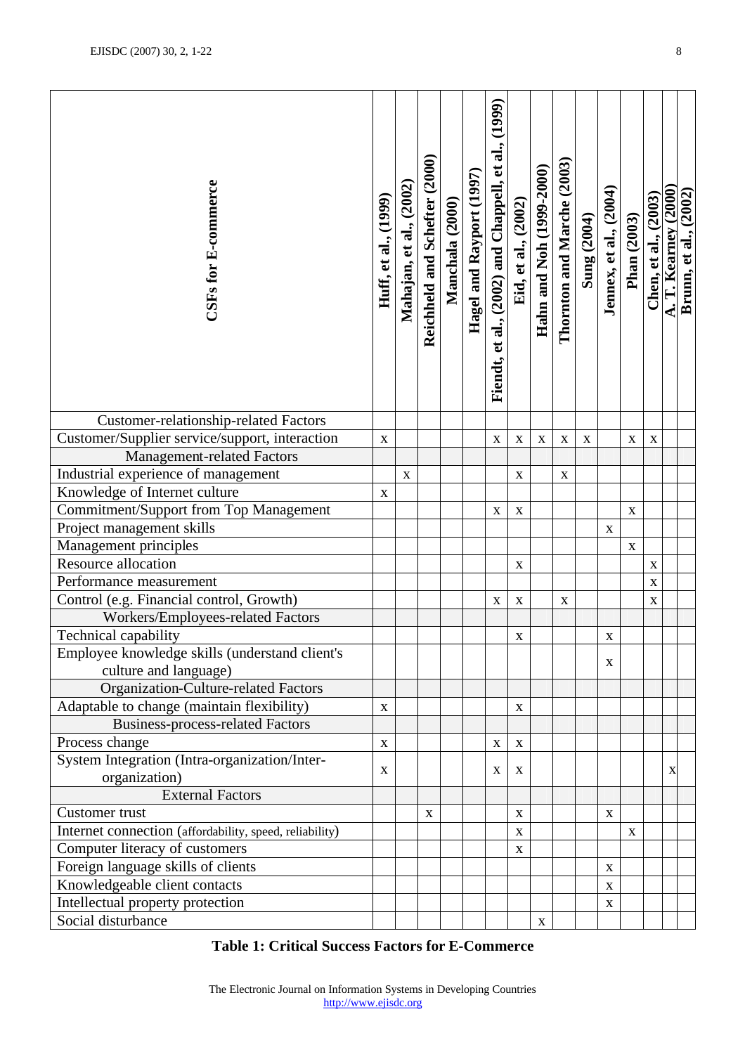| CSFs for E-commerce | Huff, et al., (1999) | Mahajan, et al., (2002) | Reichheld and Schefter (2000) | Manchala (2000) | Hagel and Rayport (1997) | Fiendt, et al., (2002) and Chappell, et al., (1999) | Eid, et al., (2002) | Hahn and Noh (1999-2000) | Thornton and Marche (2003) | Sung (2004) | Jennex, et al., (2004) | Phan (2003) | Chen, et al., (2003) | A. T. Kearney (2000) | Brunn, et al., (2002) |
|---|---|---|---|---|---|---|---|---|---|---|---|---|---|---|---|
| Customer-relationship-related Factors | | | | | | | | | | | | | | | |
| Customer/Supplier service/support, interaction | x | | | | | x | x | x | x | x | | x | x | | |
| Management-related Factors | | | | | | | | | | | | | | | |
| Industrial experience of management | | x | | | | | x | | x | | | | | | |
| Knowledge of Internet culture | x | | | | | | | | | | | | | | |
| Commitment/Support from Top Management | | | | | | x | x | | | | | x | | | |
| Project management skills | | | | | | | | | | | x | | | | |
| Management principles | | | | | | | | | | | | x | | | |
| Resource allocation | | | | | | | x | | | | | | x | | |
| Performance measurement | | | | | | | | | | | | | x | | |
| Control (e.g. Financial control, Growth) | | | | | | x | x | | x | | | | x | | |
| Workers/Employees-related Factors | | | | | | | | | | | | | | | |
| Technical capability | | | | | | | x | | | | x | | | | |
| Employee knowledge skills (understand client's culture and language) | | | | | | | | | | | x | | | | |
| Organization-Culture-related Factors | | | | | | | | | | | | | | | |
| Adaptable to change (maintain flexibility) | x | | | | | | x | | | | | | | | |
| Business-process-related Factors | | | | | | | | | | | | | | | |
| Process change | x | | | | | x | x | | | | | | | | |
| System Integration (Intra-organization/Inter-organization) | x | | | | | x | x | | | | | | | x | |
| External Factors | | | | | | | | | | | | | | | |
| Customer trust | | | x | | | | x | | | | x | | | | |
| Internet connection (affordability, speed, reliability) | | | | | | | x | | | | | x | | | |
| Computer literacy of customers | | | | | | | x | | | | | | | | |
| Foreign language skills of clients | | | | | | | | | | | x | | | | |
| Knowledgeable client contacts | | | | | | | | | | | x | | | | |
| Intellectual property protection | | | | | | | | | | | x | | | | |
| Social disturbance | | | | | | | | x | | | | | | | |

**Table 1: Critical Success Factors for E-Commerce**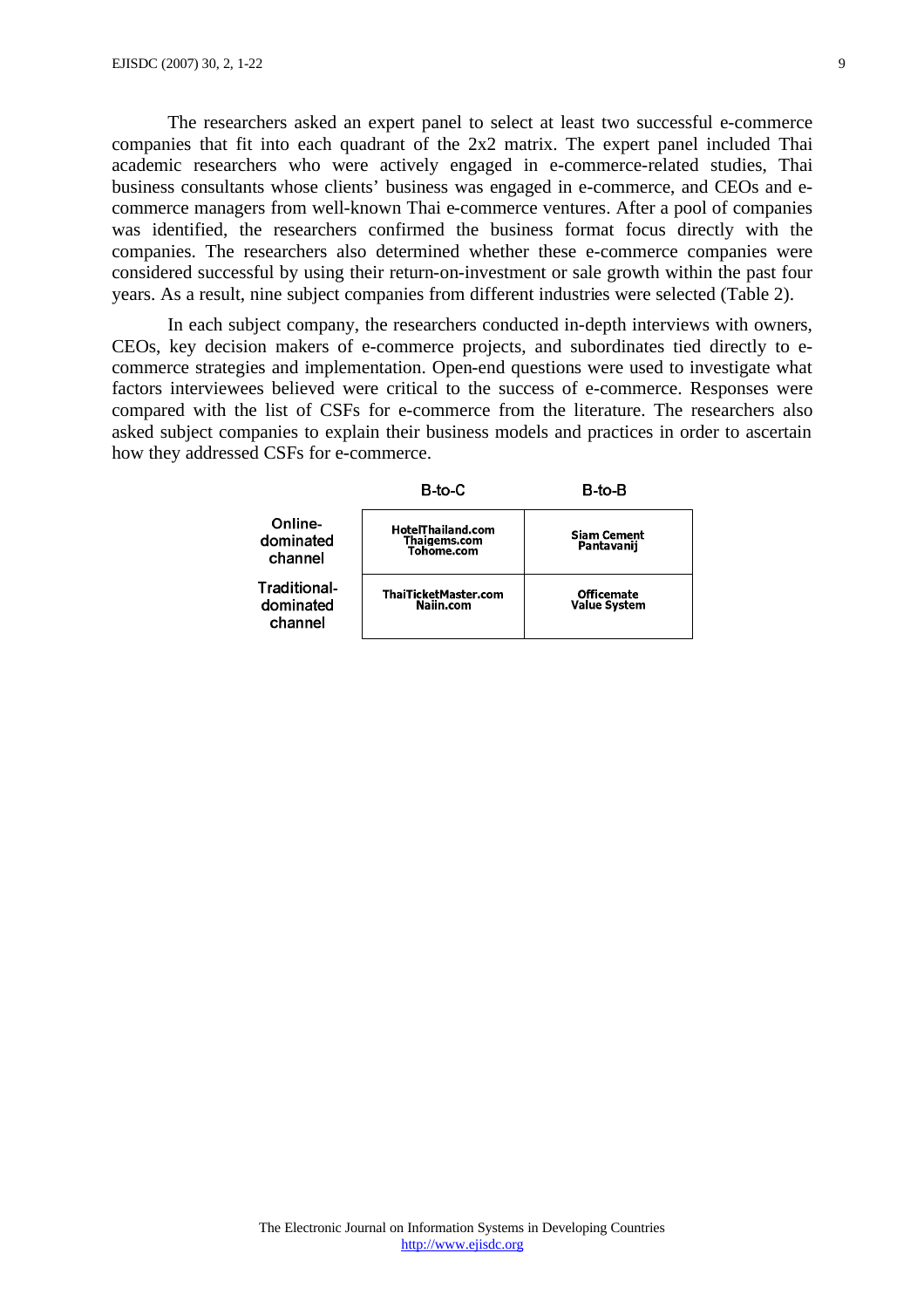The researchers asked an expert panel to select at least two successful e-commerce companies that fit into each quadrant of the 2x2 matrix. The expert panel included Thai academic researchers who were actively engaged in e-commerce-related studies, Thai business consultants whose clients' business was engaged in e-commerce, and CEOs and e-commerce managers from well-known Thai e-commerce ventures. After a pool of companies was identified, the researchers confirmed the business format focus directly with the companies. The researchers also determined whether these e-commerce companies were considered successful by using their return-on-investment or sale growth within the past four years. As a result, nine subject companies from different industries were selected (Table 2).

In each subject company, the researchers conducted in-depth interviews with owners, CEOs, key decision makers of e-commerce projects, and subordinates tied directly to e-commerce strategies and implementation. Open-end questions were used to investigate what factors interviewees believed were critical to the success of e-commerce. Responses were compared with the list of CSFs for e-commerce from the literature. The researchers also asked subject companies to explain their business models and practices in order to ascertain how they addressed CSFs for e-commerce.

| | B-to-C | B-to-B |
|---|---|---|
| Online-dominated channel | HotelThailand.com<br>Thaigems.com<br>Tohome.com | Siam Cement<br>Pantavanij |
| Traditional-dominated channel | ThaiTicketMaster.com<br>Naiin.com | Officemate<br>Value System |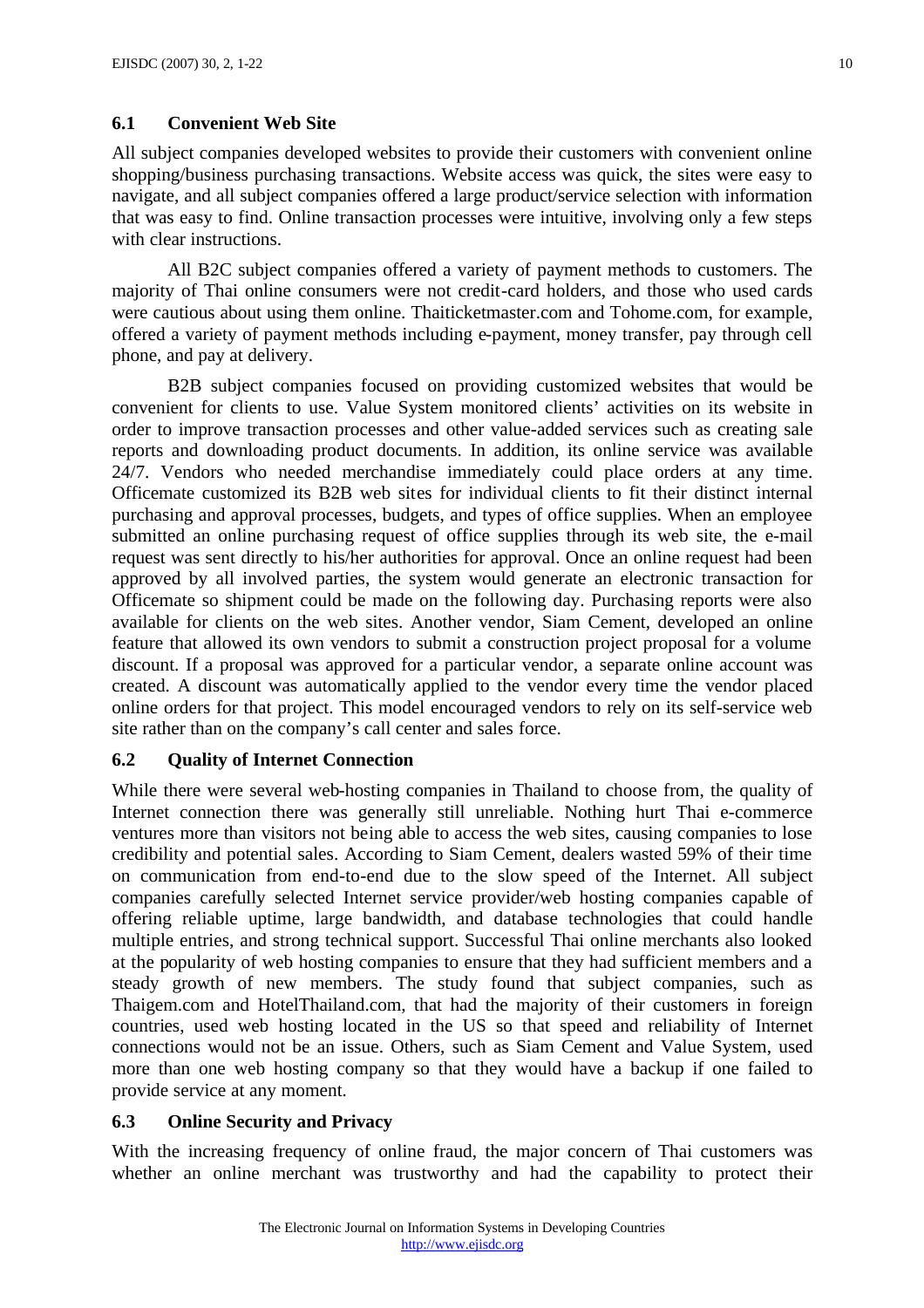### 6.1 Convenient Web Site

All subject companies developed websites to provide their customers with convenient online shopping/business purchasing transactions. Website access was quick, the sites were easy to navigate, and all subject companies offered a large product/service selection with information that was easy to find. Online transaction processes were intuitive, involving only a few steps with clear instructions.

All B2C subject companies offered a variety of payment methods to customers. The majority of Thai online consumers were not credit-card holders, and those who used cards were cautious about using them online. Thaiticketmaster.com and Tohome.com, for example, offered a variety of payment methods including e-payment, money transfer, pay through cell phone, and pay at delivery.

B2B subject companies focused on providing customized websites that would be convenient for clients to use. Value System monitored clients' activities on its website in order to improve transaction processes and other value-added services such as creating sale reports and downloading product documents. In addition, its online service was available 24/7. Vendors who needed merchandise immediately could place orders at any time. Officemate customized its B2B web sites for individual clients to fit their distinct internal purchasing and approval processes, budgets, and types of office supplies. When an employee submitted an online purchasing request of office supplies through its web site, the e-mail request was sent directly to his/her authorities for approval. Once an online request had been approved by all involved parties, the system would generate an electronic transaction for Officemate so shipment could be made on the following day. Purchasing reports were also available for clients on the web sites. Another vendor, Siam Cement, developed an online feature that allowed its own vendors to submit a construction project proposal for a volume discount. If a proposal was approved for a particular vendor, a separate online account was created. A discount was automatically applied to the vendor every time the vendor placed online orders for that project. This model encouraged vendors to rely on its self-service web site rather than on the company's call center and sales force.

### 6.2 Quality of Internet Connection

While there were several web-hosting companies in Thailand to choose from, the quality of Internet connection there was generally still unreliable. Nothing hurt Thai e-commerce ventures more than visitors not being able to access the web sites, causing companies to lose credibility and potential sales. According to Siam Cement, dealers wasted 59% of their time on communication from end-to-end due to the slow speed of the Internet. All subject companies carefully selected Internet service provider/web hosting companies capable of offering reliable uptime, large bandwidth, and database technologies that could handle multiple entries, and strong technical support. Successful Thai online merchants also looked at the popularity of web hosting companies to ensure that they had sufficient members and a steady growth of new members. The study found that subject companies, such as Thaigem.com and HotelThailand.com, that had the majority of their customers in foreign countries, used web hosting located in the US so that speed and reliability of Internet connections would not be an issue. Others, such as Siam Cement and Value System, used more than one web hosting company so that they would have a backup if one failed to provide service at any moment.

### 6.3 Online Security and Privacy

With the increasing frequency of online fraud, the major concern of Thai customers was whether an online merchant was trustworthy and had the capability to protect their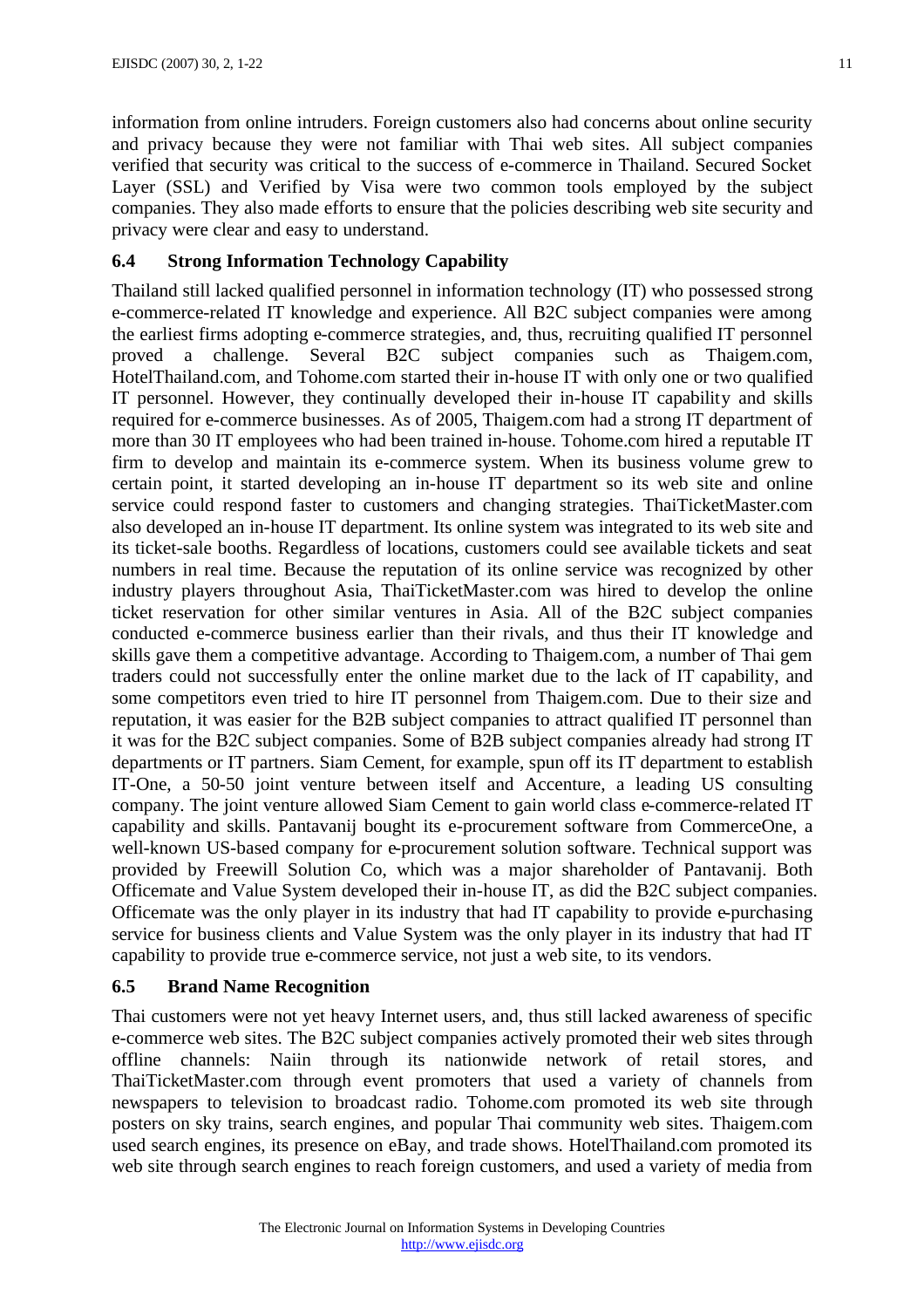information from online intruders. Foreign customers also had concerns about online security and privacy because they were not familiar with Thai web sites. All subject companies verified that security was critical to the success of e-commerce in Thailand. Secured Socket Layer (SSL) and Verified by Visa were two common tools employed by the subject companies. They also made efforts to ensure that the policies describing web site security and privacy were clear and easy to understand.

### 6.4 Strong Information Technology Capability

Thailand still lacked qualified personnel in information technology (IT) who possessed strong e-commerce-related IT knowledge and experience. All B2C subject companies were among the earliest firms adopting e-commerce strategies, and, thus, recruiting qualified IT personnel proved a challenge. Several B2C subject companies such as Thaigem.com, HotelThailand.com, and Tohome.com started their in-house IT with only one or two qualified IT personnel. However, they continually developed their in-house IT capability and skills required for e-commerce businesses. As of 2005, Thaigem.com had a strong IT department of more than 30 IT employees who had been trained in-house. Tohome.com hired a reputable IT firm to develop and maintain its e-commerce system. When its business volume grew to certain point, it started developing an in-house IT department so its web site and online service could respond faster to customers and changing strategies. ThaiTicketMaster.com also developed an in-house IT department. Its online system was integrated to its web site and its ticket-sale booths. Regardless of locations, customers could see available tickets and seat numbers in real time. Because the reputation of its online service was recognized by other industry players throughout Asia, ThaiTicketMaster.com was hired to develop the online ticket reservation for other similar ventures in Asia. All of the B2C subject companies conducted e-commerce business earlier than their rivals, and thus their IT knowledge and skills gave them a competitive advantage. According to Thaigem.com, a number of Thai gem traders could not successfully enter the online market due to the lack of IT capability, and some competitors even tried to hire IT personnel from Thaigem.com. Due to their size and reputation, it was easier for the B2B subject companies to attract qualified IT personnel than it was for the B2C subject companies. Some of B2B subject companies already had strong IT departments or IT partners. Siam Cement, for example, spun off its IT department to establish IT-One, a 50-50 joint venture between itself and Accenture, a leading US consulting company. The joint venture allowed Siam Cement to gain world class e-commerce-related IT capability and skills. Pantavanij bought its e-procurement software from CommerceOne, a well-known US-based company for e-procurement solution software. Technical support was provided by Freewill Solution Co, which was a major shareholder of Pantavanij. Both Officemate and Value System developed their in-house IT, as did the B2C subject companies. Officemate was the only player in its industry that had IT capability to provide e-purchasing service for business clients and Value System was the only player in its industry that had IT capability to provide true e-commerce service, not just a web site, to its vendors.

### 6.5 Brand Name Recognition

Thai customers were not yet heavy Internet users, and, thus still lacked awareness of specific e-commerce web sites. The B2C subject companies actively promoted their web sites through offline channels: Naiin through its nationwide network of retail stores, and ThaiTicketMaster.com through event promoters that used a variety of channels from newspapers to television to broadcast radio. Tohome.com promoted its web site through posters on sky trains, search engines, and popular Thai community web sites. Thaigem.com used search engines, its presence on eBay, and trade shows. HotelThailand.com promoted its web site through search engines to reach foreign customers, and used a variety of media from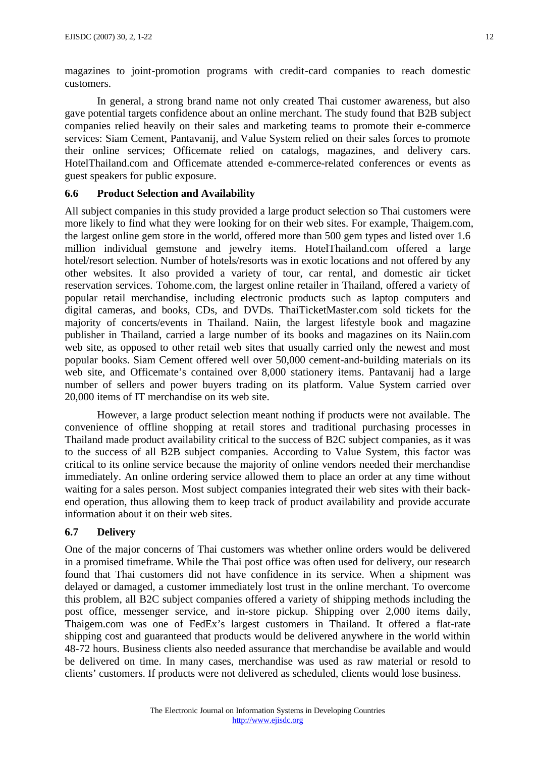magazines to joint-promotion programs with credit-card companies to reach domestic customers.

In general, a strong brand name not only created Thai customer awareness, but also gave potential targets confidence about an online merchant. The study found that B2B subject companies relied heavily on their sales and marketing teams to promote their e-commerce services: Siam Cement, Pantavanij, and Value System relied on their sales forces to promote their online services; Officemate relied on catalogs, magazines, and delivery cars. HotelThailand.com and Officemate attended e-commerce-related conferences or events as guest speakers for public exposure.

### 6.6 Product Selection and Availability

All subject companies in this study provided a large product selection so Thai customers were more likely to find what they were looking for on their web sites. For example, Thaigem.com, the largest online gem store in the world, offered more than 500 gem types and listed over 1.6 million individual gemstone and jewelry items. HotelThailand.com offered a large hotel/resort selection. Number of hotels/resorts was in exotic locations and not offered by any other websites. It also provided a variety of tour, car rental, and domestic air ticket reservation services. Tohome.com, the largest online retailer in Thailand, offered a variety of popular retail merchandise, including electronic products such as laptop computers and digital cameras, and books, CDs, and DVDs. ThaiTicketMaster.com sold tickets for the majority of concerts/events in Thailand. Naiin, the largest lifestyle book and magazine publisher in Thailand, carried a large number of its books and magazines on its Naiin.com web site, as opposed to other retail web sites that usually carried only the newest and most popular books. Siam Cement offered well over 50,000 cement-and-building materials on its web site, and Officemate's contained over 8,000 stationery items. Pantavanij had a large number of sellers and power buyers trading on its platform. Value System carried over 20,000 items of IT merchandise on its web site.

However, a large product selection meant nothing if products were not available. The convenience of offline shopping at retail stores and traditional purchasing processes in Thailand made product availability critical to the success of B2C subject companies, as it was to the success of all B2B subject companies. According to Value System, this factor was critical to its online service because the majority of online vendors needed their merchandise immediately. An online ordering service allowed them to place an order at any time without waiting for a sales person. Most subject companies integrated their web sites with their back-end operation, thus allowing them to keep track of product availability and provide accurate information about it on their web sites.

### 6.7 Delivery

One of the major concerns of Thai customers was whether online orders would be delivered in a promised timeframe. While the Thai post office was often used for delivery, our research found that Thai customers did not have confidence in its service. When a shipment was delayed or damaged, a customer immediately lost trust in the online merchant. To overcome this problem, all B2C subject companies offered a variety of shipping methods including the post office, messenger service, and in-store pickup. Shipping over 2,000 items daily, Thaigem.com was one of FedEx's largest customers in Thailand. It offered a flat-rate shipping cost and guaranteed that products would be delivered anywhere in the world within 48-72 hours. Business clients also needed assurance that merchandise be available and would be delivered on time. In many cases, merchandise was used as raw material or resold to clients' customers. If products were not delivered as scheduled, clients would lose business.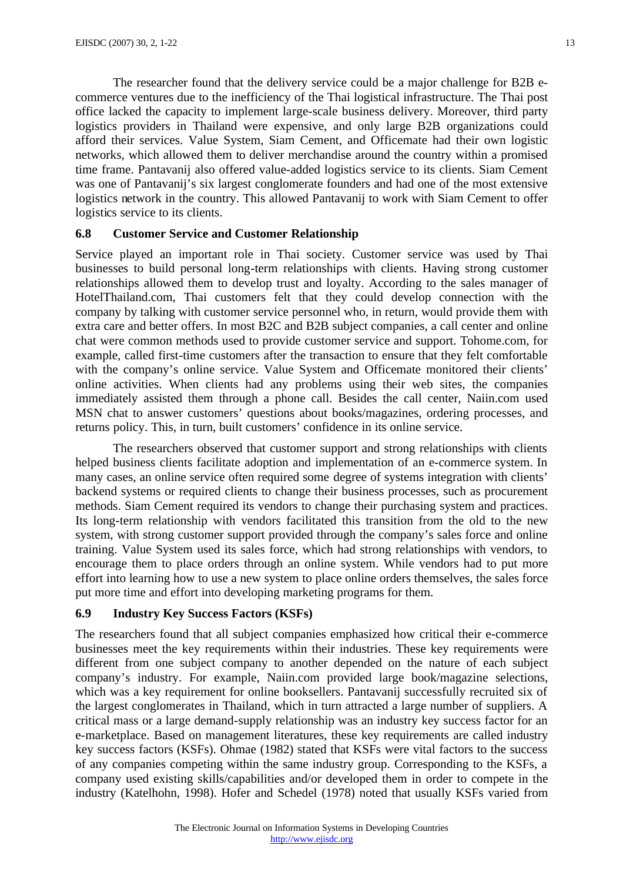The researcher found that the delivery service could be a major challenge for B2B e-commerce ventures due to the inefficiency of the Thai logistical infrastructure. The Thai post office lacked the capacity to implement large-scale business delivery. Moreover, third party logistics providers in Thailand were expensive, and only large B2B organizations could afford their services. Value System, Siam Cement, and Officemate had their own logistic networks, which allowed them to deliver merchandise around the country within a promised time frame. Pantavanij also offered value-added logistics service to its clients. Siam Cement was one of Pantavanij's six largest conglomerate founders and had one of the most extensive logistics network in the country. This allowed Pantavanij to work with Siam Cement to offer logistics service to its clients.

## 6.8 Customer Service and Customer Relationship

Service played an important role in Thai society. Customer service was used by Thai businesses to build personal long-term relationships with clients. Having strong customer relationships allowed them to develop trust and loyalty. According to the sales manager of HotelThailand.com, Thai customers felt that they could develop connection with the company by talking with customer service personnel who, in return, would provide them with extra care and better offers. In most B2C and B2B subject companies, a call center and online chat were common methods used to provide customer service and support. Tohome.com, for example, called first-time customers after the transaction to ensure that they felt comfortable with the company's online service. Value System and Officemate monitored their clients' online activities. When clients had any problems using their web sites, the companies immediately assisted them through a phone call. Besides the call center, Naiin.com used MSN chat to answer customers' questions about books/magazines, ordering processes, and returns policy. This, in turn, built customers' confidence in its online service.

The researchers observed that customer support and strong relationships with clients helped business clients facilitate adoption and implementation of an e-commerce system. In many cases, an online service often required some degree of systems integration with clients' backend systems or required clients to change their business processes, such as procurement methods. Siam Cement required its vendors to change their purchasing system and practices. Its long-term relationship with vendors facilitated this transition from the old to the new system, with strong customer support provided through the company's sales force and online training. Value System used its sales force, which had strong relationships with vendors, to encourage them to place orders through an online system. While vendors had to put more effort into learning how to use a new system to place online orders themselves, the sales force put more time and effort into developing marketing programs for them.

## 6.9 Industry Key Success Factors (KSFs)

The researchers found that all subject companies emphasized how critical their e-commerce businesses meet the key requirements within their industries. These key requirements were different from one subject company to another depended on the nature of each subject company's industry. For example, Naiin.com provided large book/magazine selections, which was a key requirement for online booksellers. Pantavanij successfully recruited six of the largest conglomerates in Thailand, which in turn attracted a large number of suppliers. A critical mass or a large demand-supply relationship was an industry key success factor for an e-marketplace. Based on management literatures, these key requirements are called industry key success factors (KSFs). Ohmae (1982) stated that KSFs were vital factors to the success of any companies competing within the same industry group. Corresponding to the KSFs, a company used existing skills/capabilities and/or developed them in order to compete in the industry (Katelhohn, 1998). Hofer and Schedel (1978) noted that usually KSFs varied from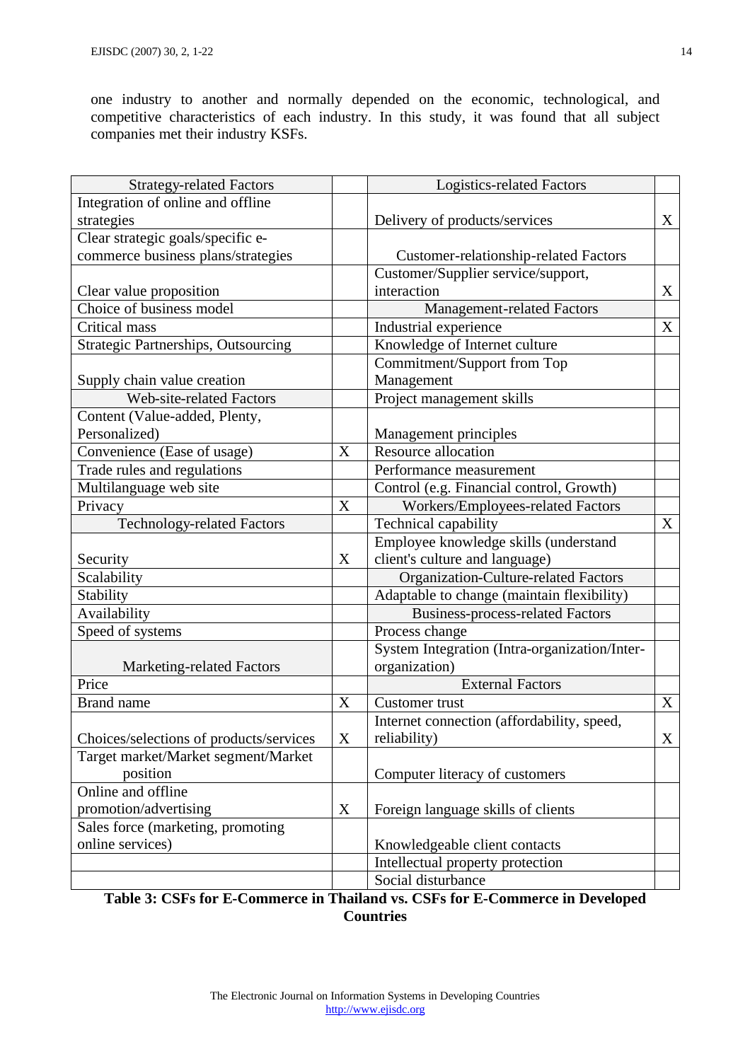one industry to another and normally depended on the economic, technological, and competitive characteristics of each industry. In this study, it was found that all subject companies met their industry KSFs.

| Strategy-related Factors | | Logistics-related Factors | |
|---|---|---|---|
| Integration of online and offline strategies | | Delivery of products/services | X |
| Clear strategic goals/specific e-commerce business plans/strategies | | Customer-relationship-related Factors | |
| Clear value proposition | | Customer/Supplier service/support, interaction | X |
| Choice of business model | | Management-related Factors | |
| Critical mass | | Industrial experience | X |
| Strategic Partnerships, Outsourcing | | Knowledge of Internet culture | |
| Supply chain value creation | | Commitment/Support from Top Management | |
| Web-site-related Factors | | Project management skills | |
| Content (Value-added, Plenty, Personalized) | | Management principles | |
| Convenience (Ease of usage) | X | Resource allocation | |
| Trade rules and regulations | | Performance measurement | |
| Multilanguage web site | | Control (e.g. Financial control, Growth) | |
| Privacy | X | Workers/Employees-related Factors | |
| Technology-related Factors | | Technical capability | X |
| Security | X | Employee knowledge skills (understand client's culture and language) | |
| Scalability | | Organization-Culture-related Factors | |
| Stability | | Adaptable to change (maintain flexibility) | |
| Availability | | Business-process-related Factors | |
| Speed of systems | | Process change | |
| Marketing-related Factors | | System Integration (Intra-organization/Inter-organization) | |
| Price | | External Factors | |
| Brand name | X | Customer trust | X |
| Choices/selections of products/services | X | Internet connection (affordability, speed, reliability) | X |
| Target market/Market segment/Market position | | Computer literacy of customers | |
| Online and offline promotion/advertising | X | Foreign language skills of clients | |
| Sales force (marketing, promoting online services) | | Knowledgeable client contacts | |
| | | Intellectual property protection | |
| | | Social disturbance | |

**Table 3: CSFs for E-Commerce in Thailand vs. CSFs for E-Commerce in Developed Countries**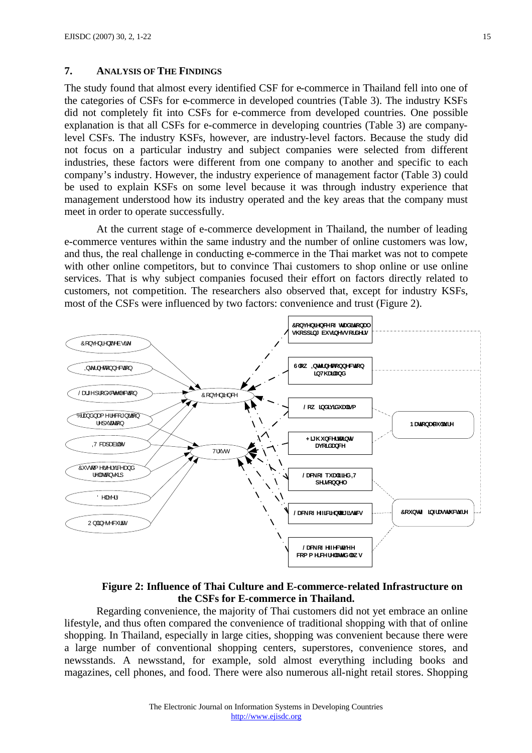## 7. ANALYSIS OF THE FINDINGS

The study found that almost every identified CSF for e-commerce in Thailand fell into one of the categories of CSFs for e-commerce in developed countries (Table 3). The industry KSFs did not completely fit into CSFs for e-commerce from developed countries. One possible explanation is that all CSFs for e-commerce in developing countries (Table 3) are company-level CSFs. The industry KSFs, however, are industry-level factors. Because the study did not focus on a particular industry and subject companies were selected from different industries, these factors were different from one company to another and specific to each company's industry. However, the industry experience of management factor (Table 3) could be used to explain KSFs on some level because it was through industry experience that management understood how its industry operated and the key areas that the company must meet in order to operate successfully.

At the current stage of e-commerce development in Thailand, the number of leading e-commerce ventures within the same industry and the number of online customers was low, and thus, the real challenge in conducting e-commerce in the Thai market was not to compete with other online competitors, but to convince Thai customers to shop online or use online services. That is why subject companies focused their effort on factors directly related to customers, not competition. The researchers also observed that, except for industry KSFs, most of the CSFs were influenced by two factors: convenience and trust (Figure 2).

**Figure 2: Influence of Thai Culture and E-commerce-related Infrastructure on the CSFs for E-commerce in Thailand.**

Regarding convenience, the majority of Thai customers did not yet embrace an online lifestyle, and thus often compared the convenience of traditional shopping with that of online shopping. In Thailand, especially in large cities, shopping was convenient because there were a large number of conventional shopping centers, superstores, convenience stores, and newsstands. A newsstand, for example, sold almost everything including books and magazines, cell phones, and food. There were also numerous all-night retail stores. Shopping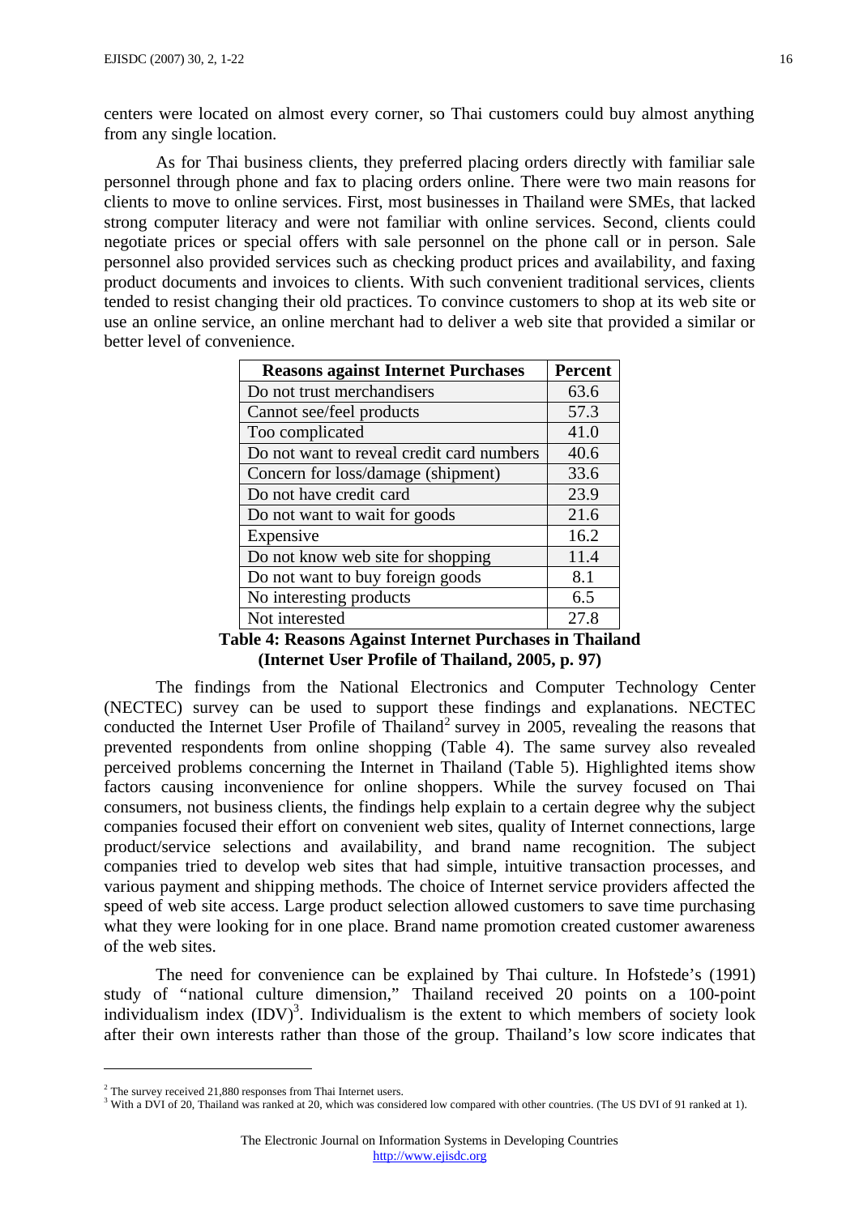centers were located on almost every corner, so Thai customers could buy almost anything from any single location.

As for Thai business clients, they preferred placing orders directly with familiar sale personnel through phone and fax to placing orders online. There were two main reasons for clients to move to online services. First, most businesses in Thailand were SMEs, that lacked strong computer literacy and were not familiar with online services. Second, clients could negotiate prices or special offers with sale personnel on the phone call or in person. Sale personnel also provided services such as checking product prices and availability, and faxing product documents and invoices to clients. With such convenient traditional services, clients tended to resist changing their old practices. To convince customers to shop at its web site or use an online service, an online merchant had to deliver a web site that provided a similar or better level of convenience.

| Reasons against Internet Purchases | Percent |
|---|---|
| Do not trust merchandisers | 63.6 |
| Cannot see/feel products | 57.3 |
| Too complicated | 41.0 |
| Do not want to reveal credit card numbers | 40.6 |
| Concern for loss/damage (shipment) | 33.6 |
| Do not have credit card | 23.9 |
| Do not want to wait for goods | 21.6 |
| Expensive | 16.2 |
| Do not know web site for shopping | 11.4 |
| Do not want to buy foreign goods | 8.1 |
| No interesting products | 6.5 |
| Not interested | 27.8 |

**Table 4: Reasons Against Internet Purchases in Thailand (Internet User Profile of Thailand, 2005, p. 97)**

The findings from the National Electronics and Computer Technology Center (NECTEC) survey can be used to support these findings and explanations. NECTEC conducted the Internet User Profile of Thailand[2] survey in 2005, revealing the reasons that prevented respondents from online shopping (Table 4). The same survey also revealed perceived problems concerning the Internet in Thailand (Table 5). Highlighted items show factors causing inconvenience for online shoppers. While the survey focused on Thai consumers, not business clients, the findings help explain to a certain degree why the subject companies focused their effort on convenient web sites, quality of Internet connections, large product/service selections and availability, and brand name recognition. The subject companies tried to develop web sites that had simple, intuitive transaction processes, and various payment and shipping methods. The choice of Internet service providers affected the speed of web site access. Large product selection allowed customers to save time purchasing what they were looking for in one place. Brand name promotion created customer awareness of the web sites.

The need for convenience can be explained by Thai culture. In Hofstede's (1991) study of "national culture dimension," Thailand received 20 points on a 100-point individualism index (IDV)[3]. Individualism is the extent to which members of society look after their own interests rather than those of the group. Thailand's low score indicates that

---

[2] The survey received 21,880 responses from Thai Internet users.

[3] With a DVI of 20, Thailand was ranked at 20, which was considered low compared with other countries. (The US DVI of 91 ranked at 1).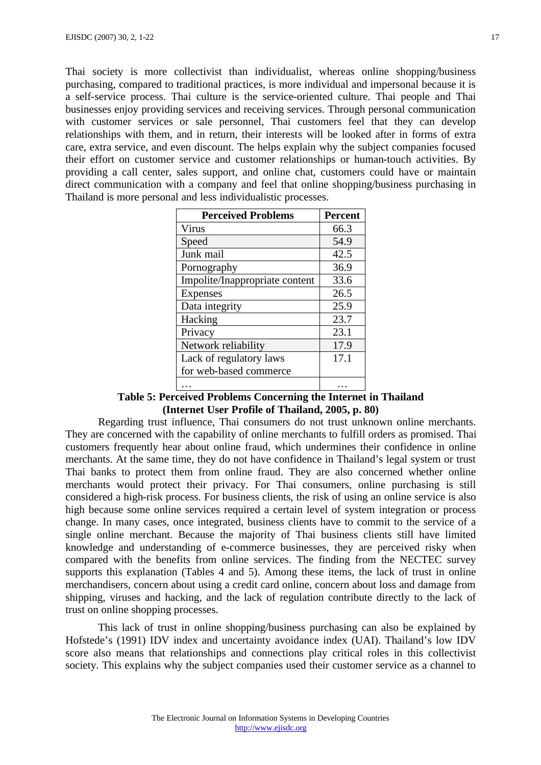Thai society is more collectivist than individualist, whereas online shopping/business purchasing, compared to traditional practices, is more individual and impersonal because it is a self-service process. Thai culture is the service-oriented culture. Thai people and Thai businesses enjoy providing services and receiving services. Through personal communication with customer services or sale personnel, Thai customers feel that they can develop relationships with them, and in return, their interests will be looked after in forms of extra care, extra service, and even discount. The helps explain why the subject companies focused their effort on customer service and customer relationships or human-touch activities. By providing a call center, sales support, and online chat, customers could have or maintain direct communication with a company and feel that online shopping/business purchasing in Thailand is more personal and less individualistic processes.

| Perceived Problems | Percent |
|---|---|
| Virus | 66.3 |
| Speed | 54.9 |
| Junk mail | 42.5 |
| Pornography | 36.9 |
| Impolite/Inappropriate content | 33.6 |
| Expenses | 26.5 |
| Data integrity | 25.9 |
| Hacking | 23.7 |
| Privacy | 23.1 |
| Network reliability | 17.9 |
| Lack of regulatory laws for web-based commerce | 17.1 |
| … | … |

**Table 5: Perceived Problems Concerning the Internet in Thailand (Internet User Profile of Thailand, 2005, p. 80)**

Regarding trust influence, Thai consumers do not trust unknown online merchants. They are concerned with the capability of online merchants to fulfill orders as promised. Thai customers frequently hear about online fraud, which undermines their confidence in online merchants. At the same time, they do not have confidence in Thailand's legal system or trust Thai banks to protect them from online fraud. They are also concerned whether online merchants would protect their privacy. For Thai consumers, online purchasing is still considered a high-risk process. For business clients, the risk of using an online service is also high because some online services required a certain level of system integration or process change. In many cases, once integrated, business clients have to commit to the service of a single online merchant. Because the majority of Thai business clients still have limited knowledge and understanding of e-commerce businesses, they are perceived risky when compared with the benefits from online services. The finding from the NECTEC survey supports this explanation (Tables 4 and 5). Among these items, the lack of trust in online merchandisers, concern about using a credit card online, concern about loss and damage from shipping, viruses and hacking, and the lack of regulation contribute directly to the lack of trust on online shopping processes.

This lack of trust in online shopping/business purchasing can also be explained by Hofstede's (1991) IDV index and uncertainty avoidance index (UAI). Thailand's low IDV score also means that relationships and connections play critical roles in this collectivist society. This explains why the subject companies used their customer service as a channel to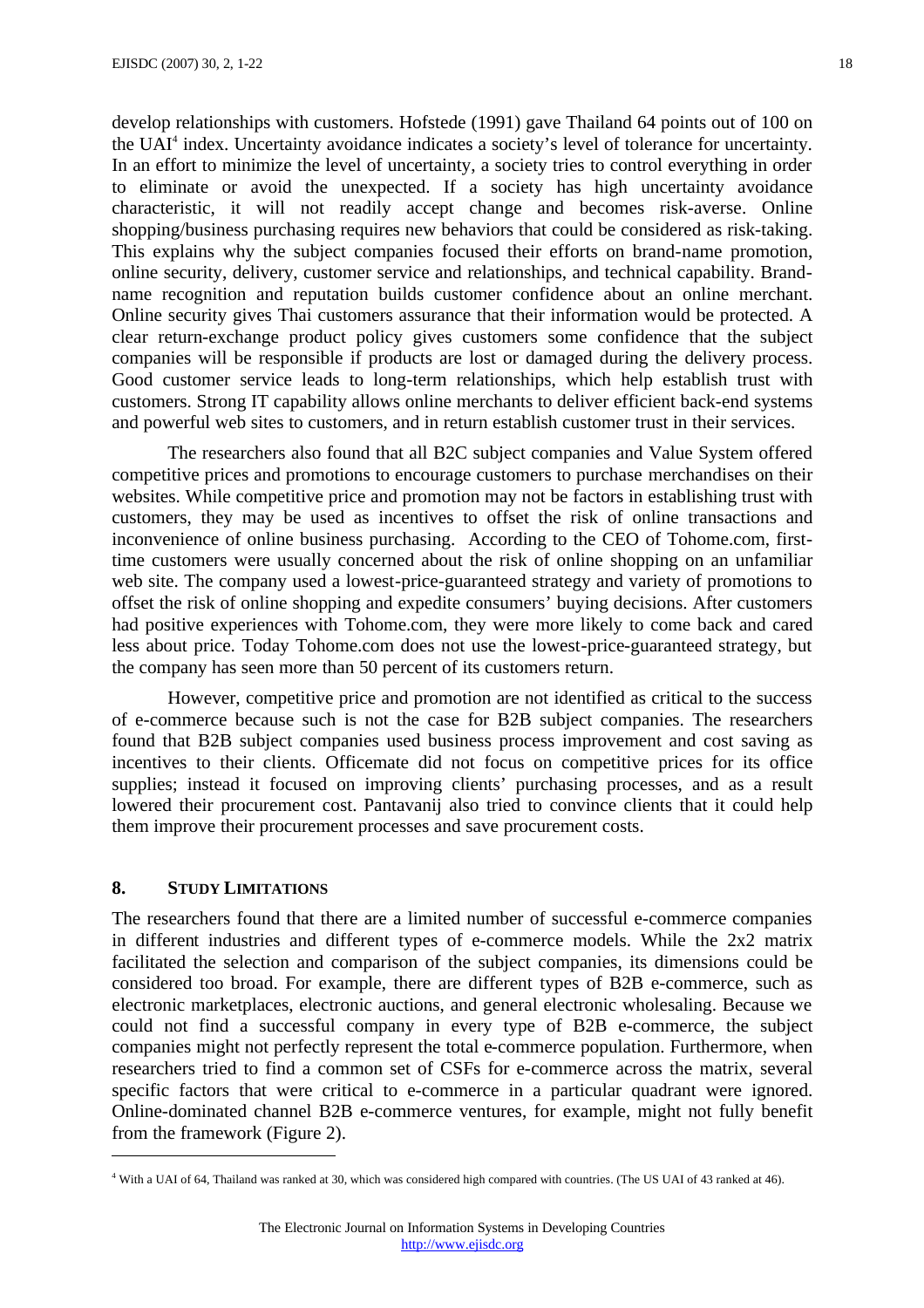develop relationships with customers. Hofstede (1991) gave Thailand 64 points out of 100 on the UAI[4] index. Uncertainty avoidance indicates a society's level of tolerance for uncertainty. In an effort to minimize the level of uncertainty, a society tries to control everything in order to eliminate or avoid the unexpected. If a society has high uncertainty avoidance characteristic, it will not readily accept change and becomes risk-averse. Online shopping/business purchasing requires new behaviors that could be considered as risk-taking. This explains why the subject companies focused their efforts on brand-name promotion, online security, delivery, customer service and relationships, and technical capability. Brand-name recognition and reputation builds customer confidence about an online merchant. Online security gives Thai customers assurance that their information would be protected. A clear return-exchange product policy gives customers some confidence that the subject companies will be responsible if products are lost or damaged during the delivery process. Good customer service leads to long-term relationships, which help establish trust with customers. Strong IT capability allows online merchants to deliver efficient back-end systems and powerful web sites to customers, and in return establish customer trust in their services.

The researchers also found that all B2C subject companies and Value System offered competitive prices and promotions to encourage customers to purchase merchandises on their websites. While competitive price and promotion may not be factors in establishing trust with customers, they may be used as incentives to offset the risk of online transactions and inconvenience of online business purchasing. According to the CEO of Tohome.com, first-time customers were usually concerned about the risk of online shopping on an unfamiliar web site. The company used a lowest-price-guaranteed strategy and variety of promotions to offset the risk of online shopping and expedite consumers' buying decisions. After customers had positive experiences with Tohome.com, they were more likely to come back and cared less about price. Today Tohome.com does not use the lowest-price-guaranteed strategy, but the company has seen more than 50 percent of its customers return.

However, competitive price and promotion are not identified as critical to the success of e-commerce because such is not the case for B2B subject companies. The researchers found that B2B subject companies used business process improvement and cost saving as incentives to their clients. Officemate did not focus on competitive prices for its office supplies; instead it focused on improving clients' purchasing processes, and as a result lowered their procurement cost. Pantavanij also tried to convince clients that it could help them improve their procurement processes and save procurement costs.

## 8. Study Limitations

The researchers found that there are a limited number of successful e-commerce companies in different industries and different types of e-commerce models. While the 2x2 matrix facilitated the selection and comparison of the subject companies, its dimensions could be considered too broad. For example, there are different types of B2B e-commerce, such as electronic marketplaces, electronic auctions, and general electronic wholesaling. Because we could not find a successful company in every type of B2B e-commerce, the subject companies might not perfectly represent the total e-commerce population. Furthermore, when researchers tried to find a common set of CSFs for e-commerce across the matrix, several specific factors that were critical to e-commerce in a particular quadrant were ignored. Online-dominated channel B2B e-commerce ventures, for example, might not fully benefit from the framework (Figure 2).

[4] With a UAI of 64, Thailand was ranked at 30, which was considered high compared with countries. (The US UAI of 43 ranked at 46).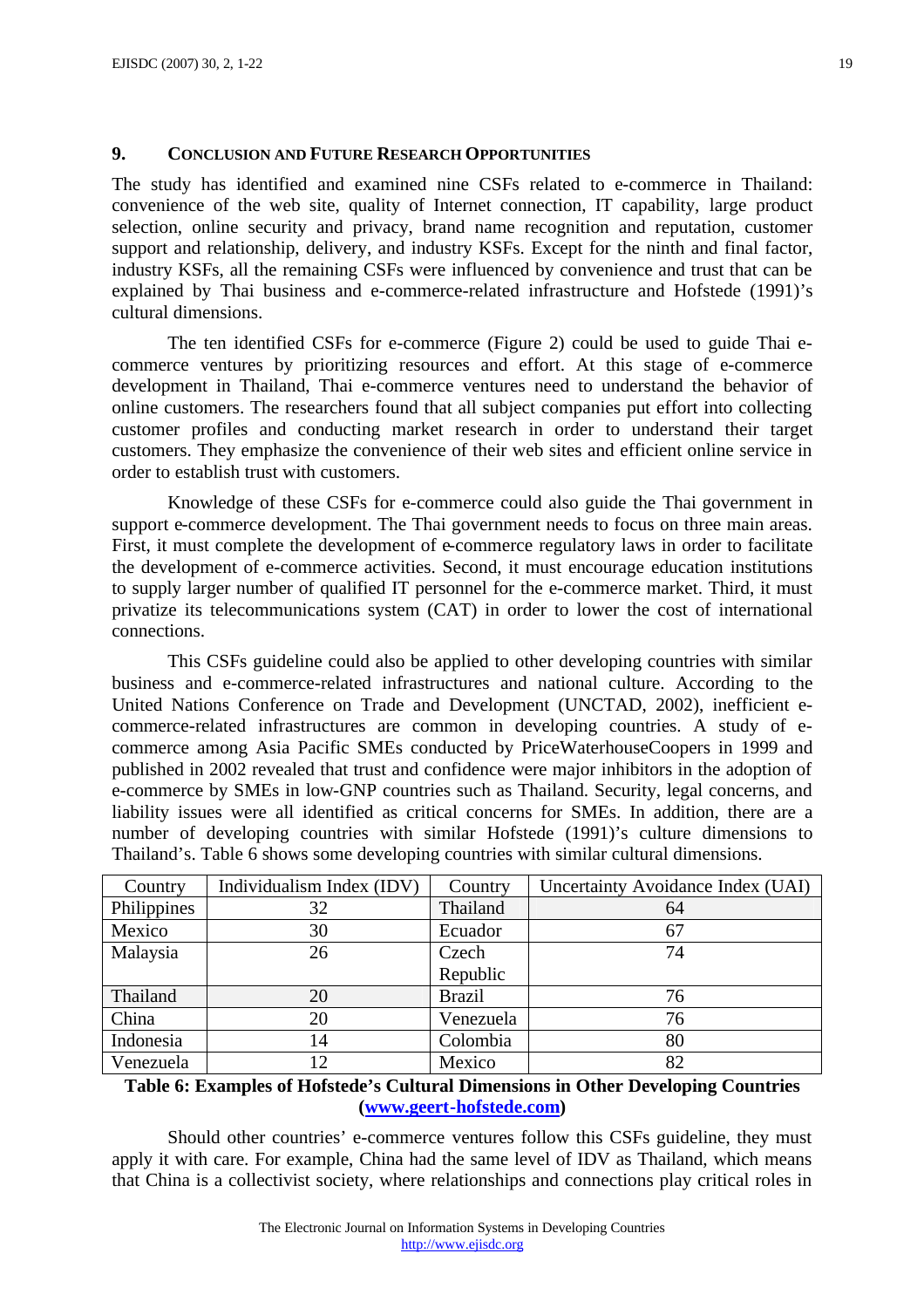## 9. CONCLUSION AND FUTURE RESEARCH OPPORTUNITIES

The study has identified and examined nine CSFs related to e-commerce in Thailand: convenience of the web site, quality of Internet connection, IT capability, large product selection, online security and privacy, brand name recognition and reputation, customer support and relationship, delivery, and industry KSFs. Except for the ninth and final factor, industry KSFs, all the remaining CSFs were influenced by convenience and trust that can be explained by Thai business and e-commerce-related infrastructure and Hofstede (1991)'s cultural dimensions.

The ten identified CSFs for e-commerce (Figure 2) could be used to guide Thai e-commerce ventures by prioritizing resources and effort. At this stage of e-commerce development in Thailand, Thai e-commerce ventures need to understand the behavior of online customers. The researchers found that all subject companies put effort into collecting customer profiles and conducting market research in order to understand their target customers. They emphasize the convenience of their web sites and efficient online service in order to establish trust with customers.

Knowledge of these CSFs for e-commerce could also guide the Thai government in support e-commerce development. The Thai government needs to focus on three main areas. First, it must complete the development of e-commerce regulatory laws in order to facilitate the development of e-commerce activities. Second, it must encourage education institutions to supply larger number of qualified IT personnel for the e-commerce market. Third, it must privatize its telecommunications system (CAT) in order to lower the cost of international connections.

This CSFs guideline could also be applied to other developing countries with similar business and e-commerce-related infrastructures and national culture. According to the United Nations Conference on Trade and Development (UNCTAD, 2002), inefficient e-commerce-related infrastructures are common in developing countries. A study of e-commerce among Asia Pacific SMEs conducted by PriceWaterhouseCoopers in 1999 and published in 2002 revealed that trust and confidence were major inhibitors in the adoption of e-commerce by SMEs in low-GNP countries such as Thailand. Security, legal concerns, and liability issues were all identified as critical concerns for SMEs. In addition, there are a number of developing countries with similar Hofstede (1991)'s culture dimensions to Thailand's. Table 6 shows some developing countries with similar cultural dimensions.

| Country | Individualism Index (IDV) | Country | Uncertainty Avoidance Index (UAI) |
|---|---|---|---|
| Philippines | 32 | Thailand | 64 |
| Mexico | 30 | Ecuador | 67 |
| Malaysia | 26 | Czech Republic | 74 |
| Thailand | 20 | Brazil | 76 |
| China | 20 | Venezuela | 76 |
| Indonesia | 14 | Colombia | 80 |
| Venezuela | 12 | Mexico | 82 |

**Table 6: Examples of Hofstede's Cultural Dimensions in Other Developing Countries (www.geert-hofstede.com)**

Should other countries' e-commerce ventures follow this CSFs guideline, they must apply it with care. For example, China had the same level of IDV as Thailand, which means that China is a collectivist society, where relationships and connections play critical roles in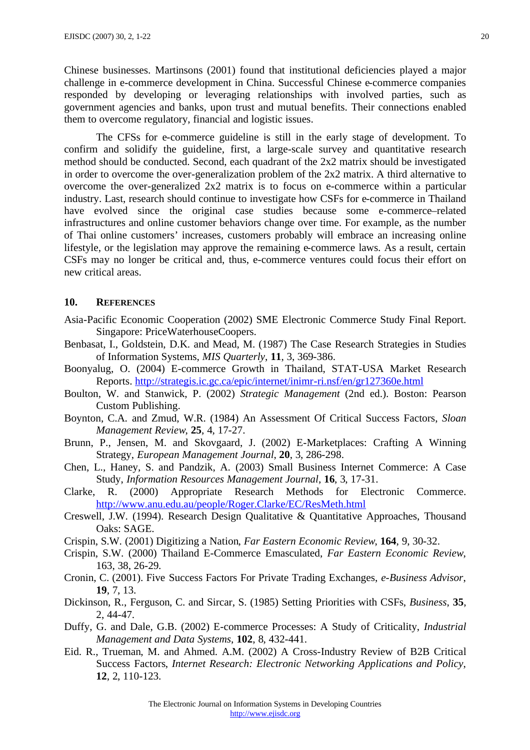Chinese businesses. Martinsons (2001) found that institutional deficiencies played a major challenge in e-commerce development in China. Successful Chinese e-commerce companies responded by developing or leveraging relationships with involved parties, such as government agencies and banks, upon trust and mutual benefits. Their connections enabled them to overcome regulatory, financial and logistic issues.

The CFSs for e-commerce guideline is still in the early stage of development. To confirm and solidify the guideline, first, a large-scale survey and quantitative research method should be conducted. Second, each quadrant of the 2x2 matrix should be investigated in order to overcome the over-generalization problem of the 2x2 matrix. A third alternative to overcome the over-generalized 2x2 matrix is to focus on e-commerce within a particular industry. Last, research should continue to investigate how CSFs for e-commerce in Thailand have evolved since the original case studies because some e-commerce–related infrastructures and online customer behaviors change over time. For example, as the number of Thai online customers' increases, customers probably will embrace an increasing online lifestyle, or the legislation may approve the remaining e-commerce laws. As a result, certain CSFs may no longer be critical and, thus, e-commerce ventures could focus their effort on new critical areas.

## 10. References

Asia-Pacific Economic Cooperation (2002) SME Electronic Commerce Study Final Report. Singapore: PriceWaterhouseCoopers.

Benbasat, I., Goldstein, D.K. and Mead, M. (1987) The Case Research Strategies in Studies of Information Systems, *MIS Quarterly*, **11**, 3, 369-386.

Boonyalug, O. (2004) E-commerce Growth in Thailand, STAT-USA Market Research Reports. http://strategis.ic.gc.ca/epic/internet/inimr-ri.nsf/en/gr127360e.html

Boulton, W. and Stanwick, P. (2002) *Strategic Management* (2nd ed.). Boston: Pearson Custom Publishing.

Boynton, C.A. and Zmud, W.R. (1984) An Assessment Of Critical Success Factors, *Sloan Management Review*, **25**, 4, 17-27.

Brunn, P., Jensen, M. and Skovgaard, J. (2002) E-Marketplaces: Crafting A Winning Strategy, *European Management Journal*, **20**, 3, 286-298.

Chen, L., Haney, S. and Pandzik, A. (2003) Small Business Internet Commerce: A Case Study, *Information Resources Management Journal*, **16**, 3, 17-31.

Clarke, R. (2000) Appropriate Research Methods for Electronic Commerce. http://www.anu.edu.au/people/Roger.Clarke/EC/ResMeth.html

Creswell, J.W. (1994). Research Design Qualitative & Quantitative Approaches, Thousand Oaks: SAGE.

Crispin, S.W. (2001) Digitizing a Nation, *Far Eastern Economic Review*, **164**, 9, 30-32.

Crispin, S.W. (2000) Thailand E-Commerce Emasculated, *Far Eastern Economic Review*, 163, 38, 26-29.

Cronin, C. (2001). Five Success Factors For Private Trading Exchanges, *e-Business Advisor*, **19**, 7, 13.

Dickinson, R., Ferguson, C. and Sircar, S. (1985) Setting Priorities with CSFs, *Business*, **35**, 2, 44-47.

Duffy, G. and Dale, G.B. (2002) E-commerce Processes: A Study of Criticality, *Industrial Management and Data Systems*, **102**, 8, 432-441.

Eid. R., Trueman, M. and Ahmed. A.M. (2002) A Cross-Industry Review of B2B Critical Success Factors, *Internet Research: Electronic Networking Applications and Policy*, **12**, 2, 110-123.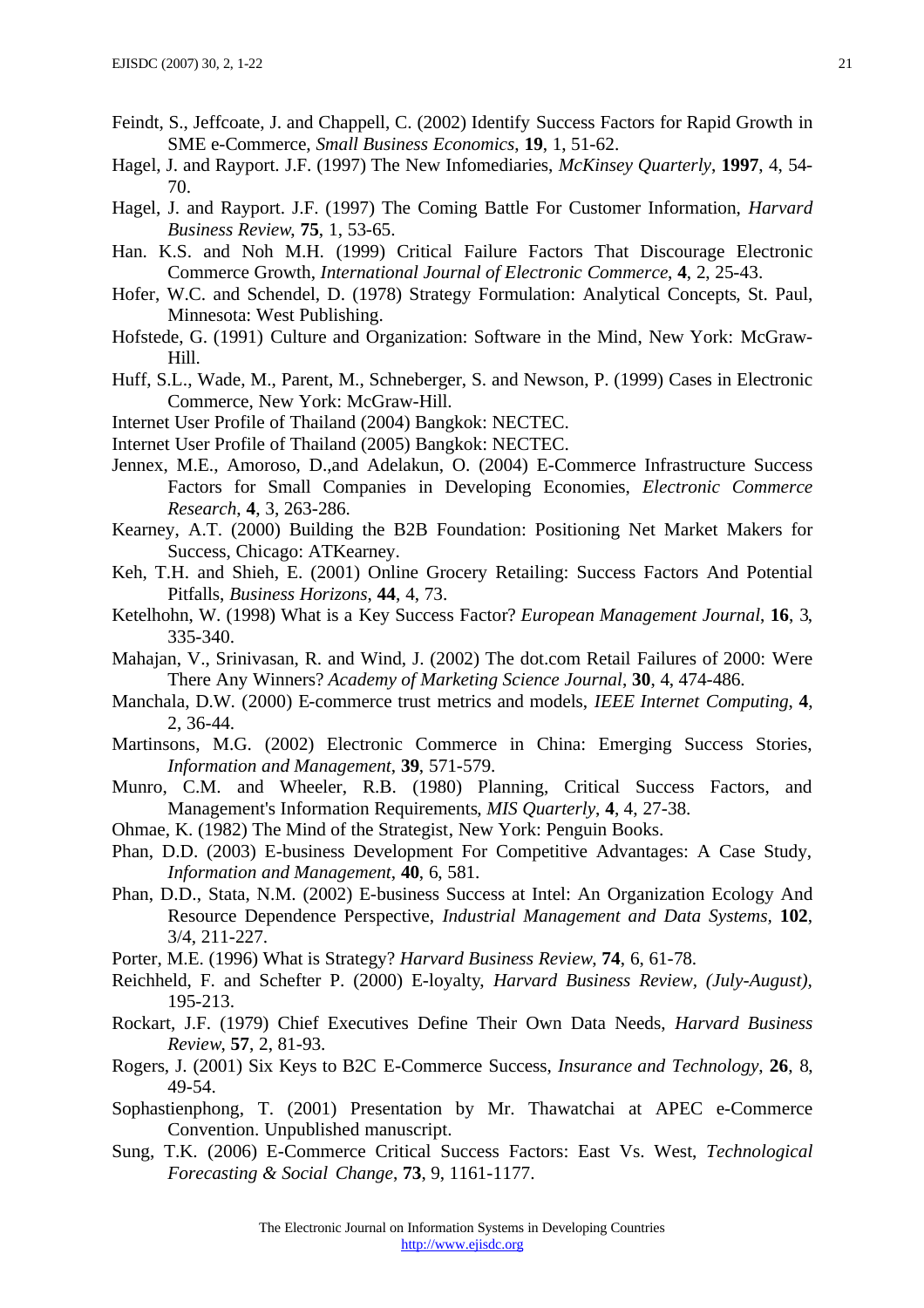Feindt, S., Jeffcoate, J. and Chappell, C. (2002) Identify Success Factors for Rapid Growth in SME e-Commerce, *Small Business Economics*, **19**, 1, 51-62.

Hagel, J. and Rayport. J.F. (1997) The New Infomediaries, *McKinsey Quarterly*, **1997**, 4, 54-70.

Hagel, J. and Rayport. J.F. (1997) The Coming Battle For Customer Information, *Harvard Business Review*, **75**, 1, 53-65.

Han. K.S. and Noh M.H. (1999) Critical Failure Factors That Discourage Electronic Commerce Growth, *International Journal of Electronic Commerce*, **4**, 2, 25-43.

Hofer, W.C. and Schendel, D. (1978) Strategy Formulation: Analytical Concepts, St. Paul, Minnesota: West Publishing.

Hofstede, G. (1991) Culture and Organization: Software in the Mind, New York: McGraw-Hill.

Huff, S.L., Wade, M., Parent, M., Schneberger, S. and Newson, P. (1999) Cases in Electronic Commerce, New York: McGraw-Hill.

Internet User Profile of Thailand (2004) Bangkok: NECTEC.

Internet User Profile of Thailand (2005) Bangkok: NECTEC.

Jennex, M.E., Amoroso, D.,and Adelakun, O. (2004) E-Commerce Infrastructure Success Factors for Small Companies in Developing Economies, *Electronic Commerce Research*, **4**, 3, 263-286.

Kearney, A.T. (2000) Building the B2B Foundation: Positioning Net Market Makers for Success, Chicago: ATKearney.

Keh, T.H. and Shieh, E. (2001) Online Grocery Retailing: Success Factors And Potential Pitfalls, *Business Horizons*, **44**, 4, 73.

Ketelhohn, W. (1998) What is a Key Success Factor? *European Management Journal*, **16**, 3, 335-340.

Mahajan, V., Srinivasan, R. and Wind, J. (2002) The dot.com Retail Failures of 2000: Were There Any Winners? *Academy of Marketing Science Journal*, **30**, 4, 474-486.

Manchala, D.W. (2000) E-commerce trust metrics and models, *IEEE Internet Computing*, **4**, 2, 36-44.

Martinsons, M.G. (2002) Electronic Commerce in China: Emerging Success Stories, *Information and Management*, **39**, 571-579.

Munro, C.M. and Wheeler, R.B. (1980) Planning, Critical Success Factors, and Management's Information Requirements, *MIS Quarterly*, **4**, 4, 27-38.

Ohmae, K. (1982) The Mind of the Strategist, New York: Penguin Books.

Phan, D.D. (2003) E-business Development For Competitive Advantages: A Case Study, *Information and Management*, **40**, 6, 581.

Phan, D.D., Stata, N.M. (2002) E-business Success at Intel: An Organization Ecology And Resource Dependence Perspective, *Industrial Management and Data Systems*, **102**, 3/4, 211-227.

Porter, M.E. (1996) What is Strategy? *Harvard Business Review*, **74**, 6, 61-78.

Reichheld, F. and Schefter P. (2000) E-loyalty, *Harvard Business Review, (July-August)*, 195-213.

Rockart, J.F. (1979) Chief Executives Define Their Own Data Needs, *Harvard Business Review*, **57**, 2, 81-93.

Rogers, J. (2001) Six Keys to B2C E-Commerce Success, *Insurance and Technology*, **26**, 8, 49-54.

Sophastienphong, T. (2001) Presentation by Mr. Thawatchai at APEC e-Commerce Convention. Unpublished manuscript.

Sung, T.K. (2006) E-Commerce Critical Success Factors: East Vs. West, *Technological Forecasting & Social Change*, **73**, 9, 1161-1177.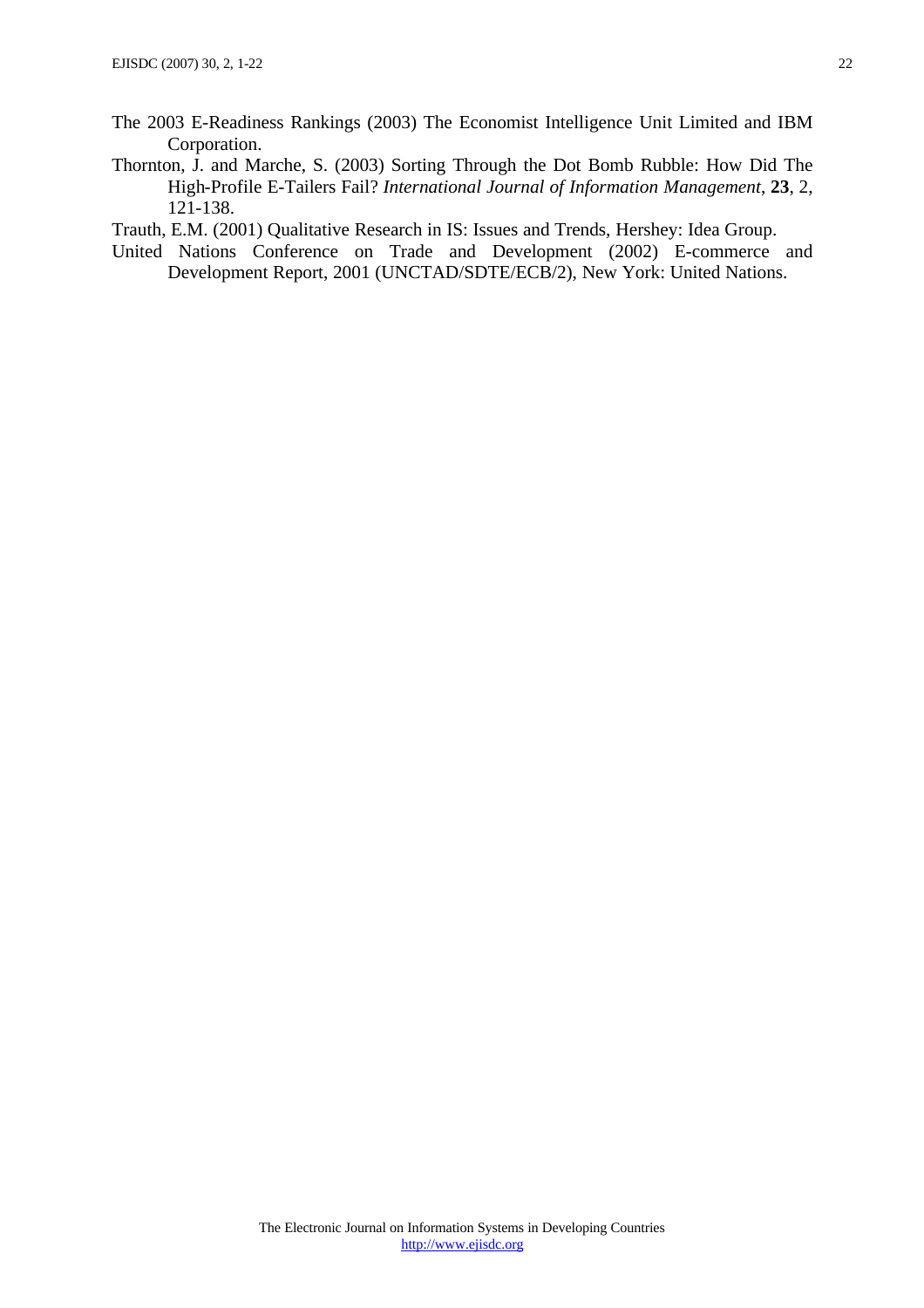The 2003 E-Readiness Rankings (2003) The Economist Intelligence Unit Limited and IBM Corporation.

Thornton, J. and Marche, S. (2003) Sorting Through the Dot Bomb Rubble: How Did The High-Profile E-Tailers Fail? *International Journal of Information Management*, **23**, 2, 121-138.

Trauth, E.M. (2001) Qualitative Research in IS: Issues and Trends, Hershey: Idea Group.

United Nations Conference on Trade and Development (2002) E-commerce and Development Report, 2001 (UNCTAD/SDTE/ECB/2), New York: United Nations.